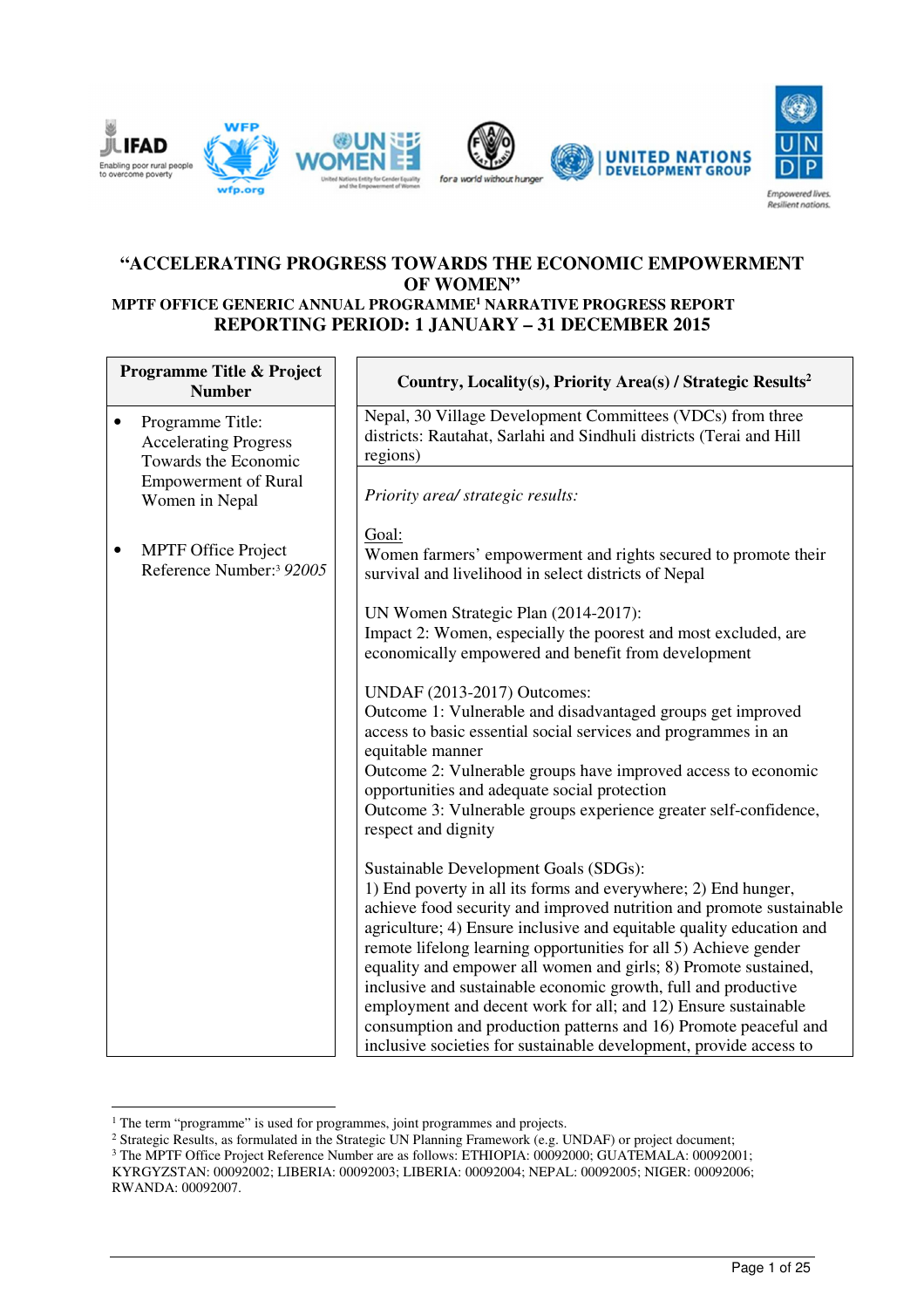# "ACCELERATING PROGRESS TOWARDS THE ECONOMIC EMPOWERMENT OF WOMEN"

## MPTF OFFICE GENERIC ANNUAL PROGRAMME[1] NARRATIVE PROGRESS REPORT

## REPORTING PERIOD: 1 JANUARY – 31 DECEMBER 2015

| Programme Title & Project Number | Country, Locality(s), Priority Area(s) / Strategic Results[2] |
|---|---|
| • Programme Title: Accelerating Progress Towards the Economic Empowerment of Rural Women in Nepal<br><br>• MPTF Office Project Reference Number:[3] *92005* | Nepal, 30 Village Development Committees (VDCs) from three districts: Rautahat, Sarlahi and Sindhuli districts (Terai and Hill regions)<br><br>*Priority area/ strategic results:*<br><br>Goal:<br>Women farmers' empowerment and rights secured to promote their survival and livelihood in select districts of Nepal<br><br>UN Women Strategic Plan (2014-2017):<br>Impact 2: Women, especially the poorest and most excluded, are economically empowered and benefit from development<br><br>UNDAF (2013-2017) Outcomes:<br>Outcome 1: Vulnerable and disadvantaged groups get improved access to basic essential social services and programmes in an equitable manner<br>Outcome 2: Vulnerable groups have improved access to economic opportunities and adequate social protection<br>Outcome 3: Vulnerable groups experience greater self-confidence, respect and dignity<br><br>Sustainable Development Goals (SDGs):<br>1) End poverty in all its forms and everywhere; 2) End hunger, achieve food security and improved nutrition and promote sustainable agriculture; 4) Ensure inclusive and equitable quality education and remote lifelong learning opportunities for all 5) Achieve gender equality and empower all women and girls; 8) Promote sustained, inclusive and sustainable economic growth, full and productive employment and decent work for all; and 12) Ensure sustainable consumption and production patterns and 16) Promote peaceful and inclusive societies for sustainable development, provide access to |

[1] The term "programme" is used for programmes, joint programmes and projects.
[2] Strategic Results, as formulated in the Strategic UN Planning Framework (e.g. UNDAF) or project document;
[3] The MPTF Office Project Reference Number are as follows: ETHIOPIA: 00092000; GUATEMALA: 00092001; KYRGYZSTAN: 00092002; LIBERIA: 00092003; LIBERIA: 00092004; NEPAL: 00092005; NIGER: 00092006; RWANDA: 00092007.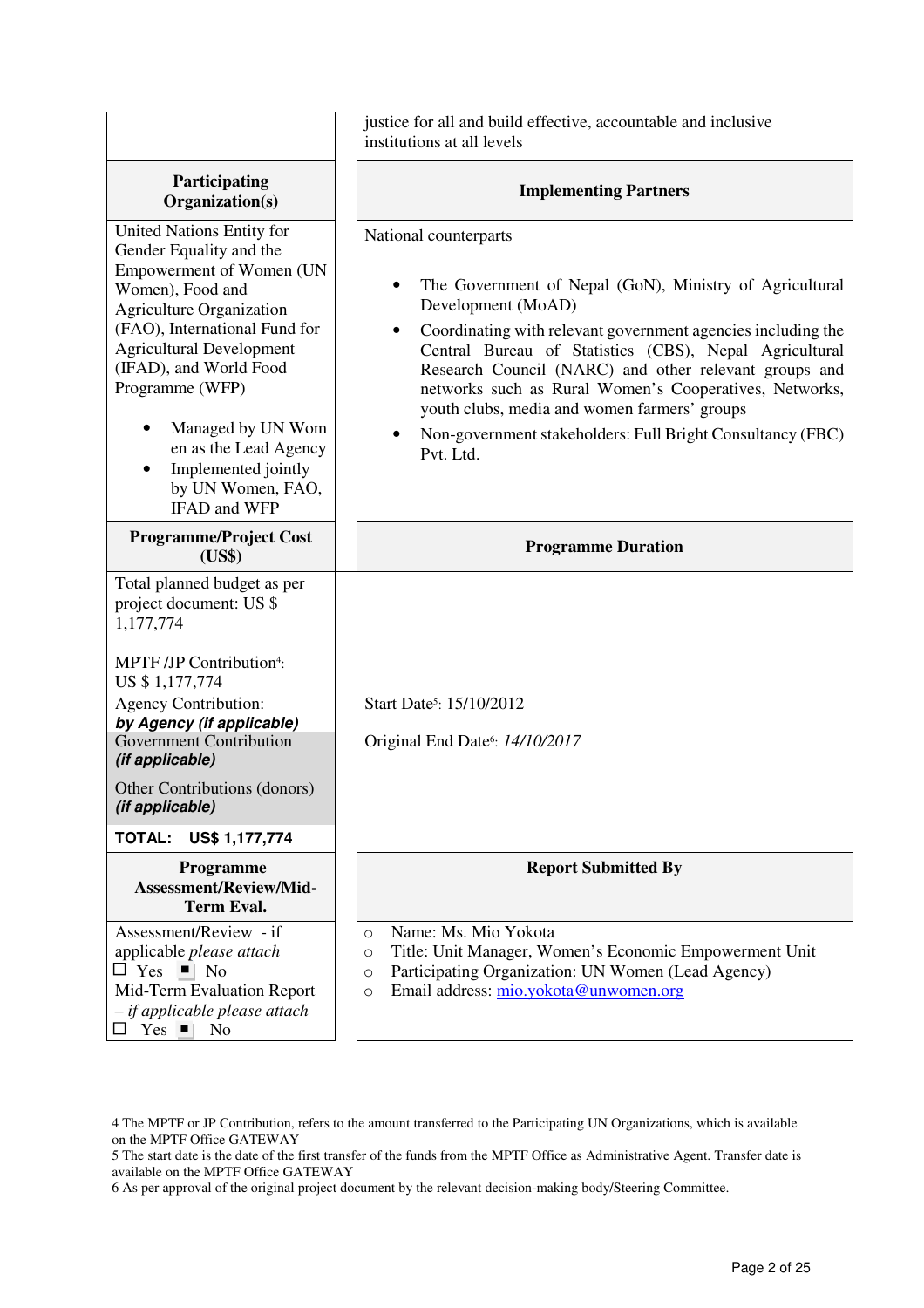| | justice for all and build effective, accountable and inclusive institutions at all levels |
|---|---|
| **Participating Organization(s)** | **Implementing Partners** |
| United Nations Entity for Gender Equality and the Empowerment of Women (UN Women), Food and Agriculture Organization (FAO), International Fund for Agricultural Development (IFAD), and World Food Programme (WFP)<br><br>• Managed by UN Women as the Lead Agency<br>• Implemented jointly by UN Women, FAO, IFAD and WFP | National counterparts<br><br>• The Government of Nepal (GoN), Ministry of Agricultural Development (MoAD)<br>• Coordinating with relevant government agencies including the Central Bureau of Statistics (CBS), Nepal Agricultural Research Council (NARC) and other relevant groups and networks such as Rural Women's Cooperatives, Networks, youth clubs, media and women farmers' groups<br>• Non-government stakeholders: Full Bright Consultancy (FBC) Pvt. Ltd. |
| **Programme/Project Cost (US$)** | **Programme Duration** |
| Total planned budget as per project document: US $ 1,177,774<br><br>MPTF /JP Contribution[4]: US $ 1,177,774<br>Agency Contribution: ***by Agency (if applicable)***<br>Government Contribution ***(if applicable)***<br>Other Contributions (donors) ***(if applicable)***<br>**TOTAL: US$ 1,177,774** | Start Date[5]: 15/10/2012<br><br>Original End Date[6]: *14/10/2017* |
| **Programme Assessment/Review/Mid-Term Eval.** | **Report Submitted By** |
| Assessment/Review - if applicable *please attach*<br>☐ Yes ■ No<br>Mid-Term Evaluation Report – *if applicable please attach*<br>☐ Yes ■ No | ○ Name: Ms. Mio Yokota<br>○ Title: Unit Manager, Women's Economic Empowerment Unit<br>○ Participating Organization: UN Women (Lead Agency)<br>○ Email address: mio.yokota@unwomen.org |

4 The MPTF or JP Contribution, refers to the amount transferred to the Participating UN Organizations, which is available on the MPTF Office GATEWAY

5 The start date is the date of the first transfer of the funds from the MPTF Office as Administrative Agent. Transfer date is available on the MPTF Office GATEWAY

6 As per approval of the original project document by the relevant decision-making body/Steering Committee.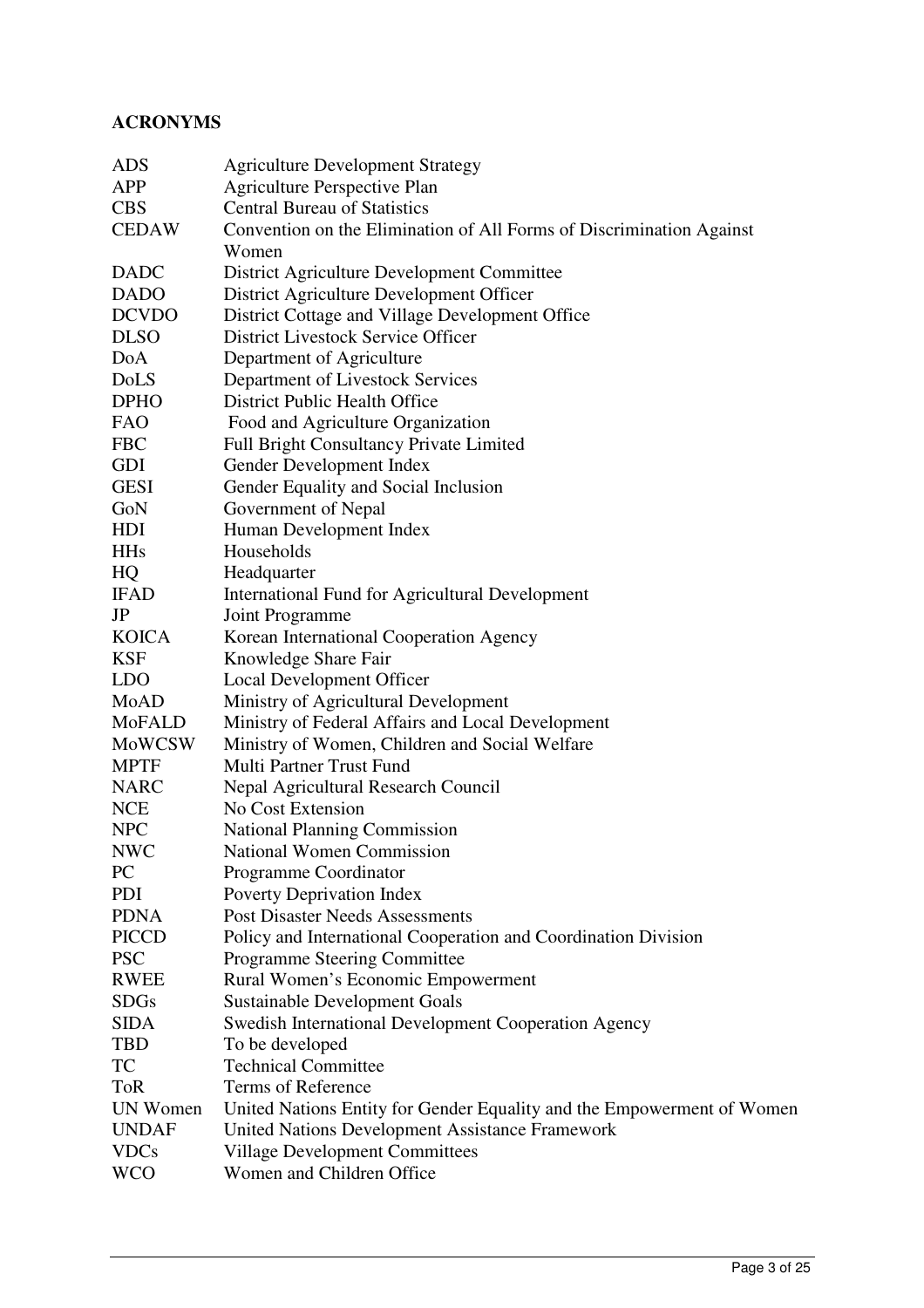## ACRONYMS

| | |
|---|---|
| ADS | Agriculture Development Strategy |
| APP | Agriculture Perspective Plan |
| CBS | Central Bureau of Statistics |
| CEDAW | Convention on the Elimination of All Forms of Discrimination Against Women |
| DADC | District Agriculture Development Committee |
| DADO | District Agriculture Development Officer |
| DCVDO | District Cottage and Village Development Office |
| DLSO | District Livestock Service Officer |
| DoA | Department of Agriculture |
| DoLS | Department of Livestock Services |
| DPHO | District Public Health Office |
| FAO | Food and Agriculture Organization |
| FBC | Full Bright Consultancy Private Limited |
| GDI | Gender Development Index |
| GESI | Gender Equality and Social Inclusion |
| GoN | Government of Nepal |
| HDI | Human Development Index |
| HHs | Households |
| HQ | Headquarter |
| IFAD | International Fund for Agricultural Development |
| JP | Joint Programme |
| KOICA | Korean International Cooperation Agency |
| KSF | Knowledge Share Fair |
| LDO | Local Development Officer |
| MoAD | Ministry of Agricultural Development |
| MoFALD | Ministry of Federal Affairs and Local Development |
| MoWCSW | Ministry of Women, Children and Social Welfare |
| MPTF | Multi Partner Trust Fund |
| NARC | Nepal Agricultural Research Council |
| NCE | No Cost Extension |
| NPC | National Planning Commission |
| NWC | National Women Commission |
| PC | Programme Coordinator |
| PDI | Poverty Deprivation Index |
| PDNA | Post Disaster Needs Assessments |
| PICCD | Policy and International Cooperation and Coordination Division |
| PSC | Programme Steering Committee |
| RWEE | Rural Women's Economic Empowerment |
| SDGs | Sustainable Development Goals |
| SIDA | Swedish International Development Cooperation Agency |
| TBD | To be developed |
| TC | Technical Committee |
| ToR | Terms of Reference |
| UN Women | United Nations Entity for Gender Equality and the Empowerment of Women |
| UNDAF | United Nations Development Assistance Framework |
| VDCs | Village Development Committees |
| WCO | Women and Children Office |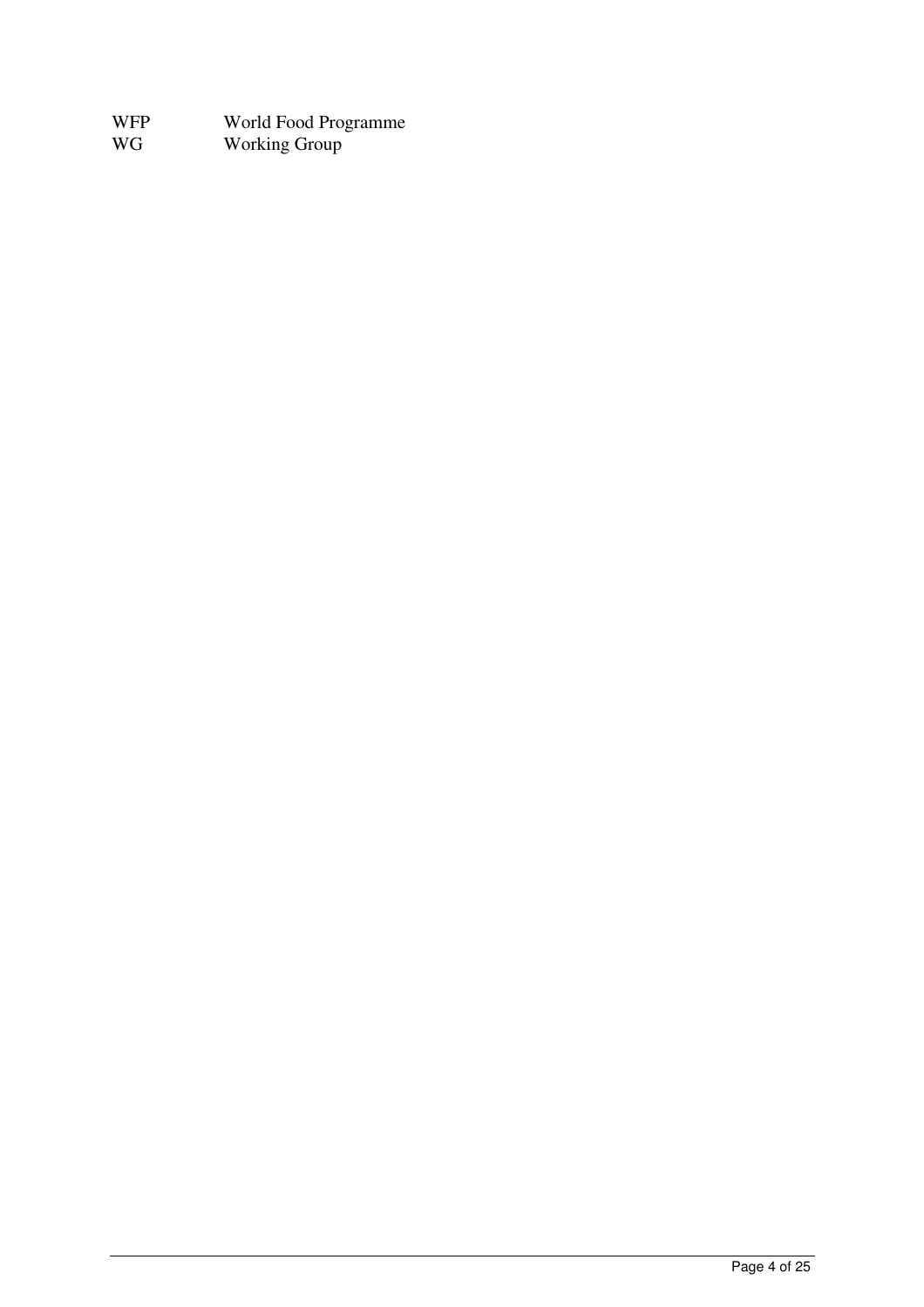| | |
|---|---|
| WFP | World Food Programme |
| WG | Working Group |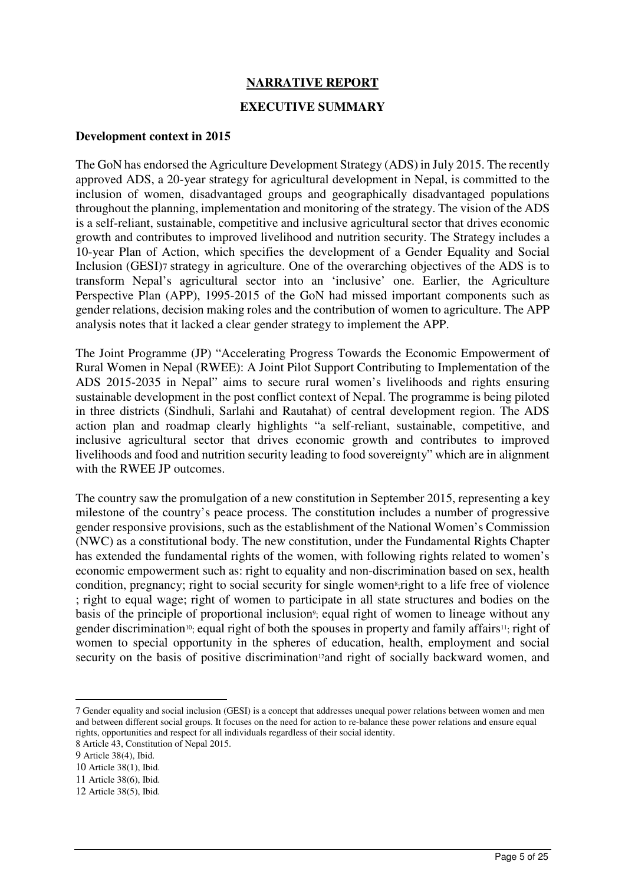## NARRATIVE REPORT

### EXECUTIVE SUMMARY

**Development context in 2015**

The GoN has endorsed the Agriculture Development Strategy (ADS) in July 2015. The recently approved ADS, a 20-year strategy for agricultural development in Nepal, is committed to the inclusion of women, disadvantaged groups and geographically disadvantaged populations throughout the planning, implementation and monitoring of the strategy. The vision of the ADS is a self-reliant, sustainable, competitive and inclusive agricultural sector that drives economic growth and contributes to improved livelihood and nutrition security. The Strategy includes a 10-year Plan of Action, which specifies the development of a Gender Equality and Social Inclusion (GESI)[7] strategy in agriculture. One of the overarching objectives of the ADS is to transform Nepal's agricultural sector into an 'inclusive' one. Earlier, the Agriculture Perspective Plan (APP), 1995-2015 of the GoN had missed important components such as gender relations, decision making roles and the contribution of women to agriculture. The APP analysis notes that it lacked a clear gender strategy to implement the APP.

The Joint Programme (JP) "Accelerating Progress Towards the Economic Empowerment of Rural Women in Nepal (RWEE): A Joint Pilot Support Contributing to Implementation of the ADS 2015-2035 in Nepal" aims to secure rural women's livelihoods and rights ensuring sustainable development in the post conflict context of Nepal. The programme is being piloted in three districts (Sindhuli, Sarlahi and Rautahat) of central development region. The ADS action plan and roadmap clearly highlights "a self-reliant, sustainable, competitive, and inclusive agricultural sector that drives economic growth and contributes to improved livelihoods and food and nutrition security leading to food sovereignty" which are in alignment with the RWEE JP outcomes.

The country saw the promulgation of a new constitution in September 2015, representing a key milestone of the country's peace process. The constitution includes a number of progressive gender responsive provisions, such as the establishment of the National Women's Commission (NWC) as a constitutional body. The new constitution, under the Fundamental Rights Chapter has extended the fundamental rights of the women, with following rights related to women's economic empowerment such as: right to equality and non-discrimination based on sex, health condition, pregnancy; right to social security for single women[8];right to a life free of violence ; right to equal wage; right of women to participate in all state structures and bodies on the basis of the principle of proportional inclusion[9]; equal right of women to lineage without any gender discrimination[10]; equal right of both the spouses in property and family affairs[11]; right of women to special opportunity in the spheres of education, health, employment and social security on the basis of positive discrimination[12]and right of socially backward women, and

---

7 Gender equality and social inclusion (GESI) is a concept that addresses unequal power relations between women and men and between different social groups. It focuses on the need for action to re-balance these power relations and ensure equal rights, opportunities and respect for all individuals regardless of their social identity.

8 Article 43, Constitution of Nepal 2015.

9 Article 38(4), Ibid.

10 Article 38(1), Ibid.

11 Article 38(6), Ibid.

12 Article 38(5), Ibid.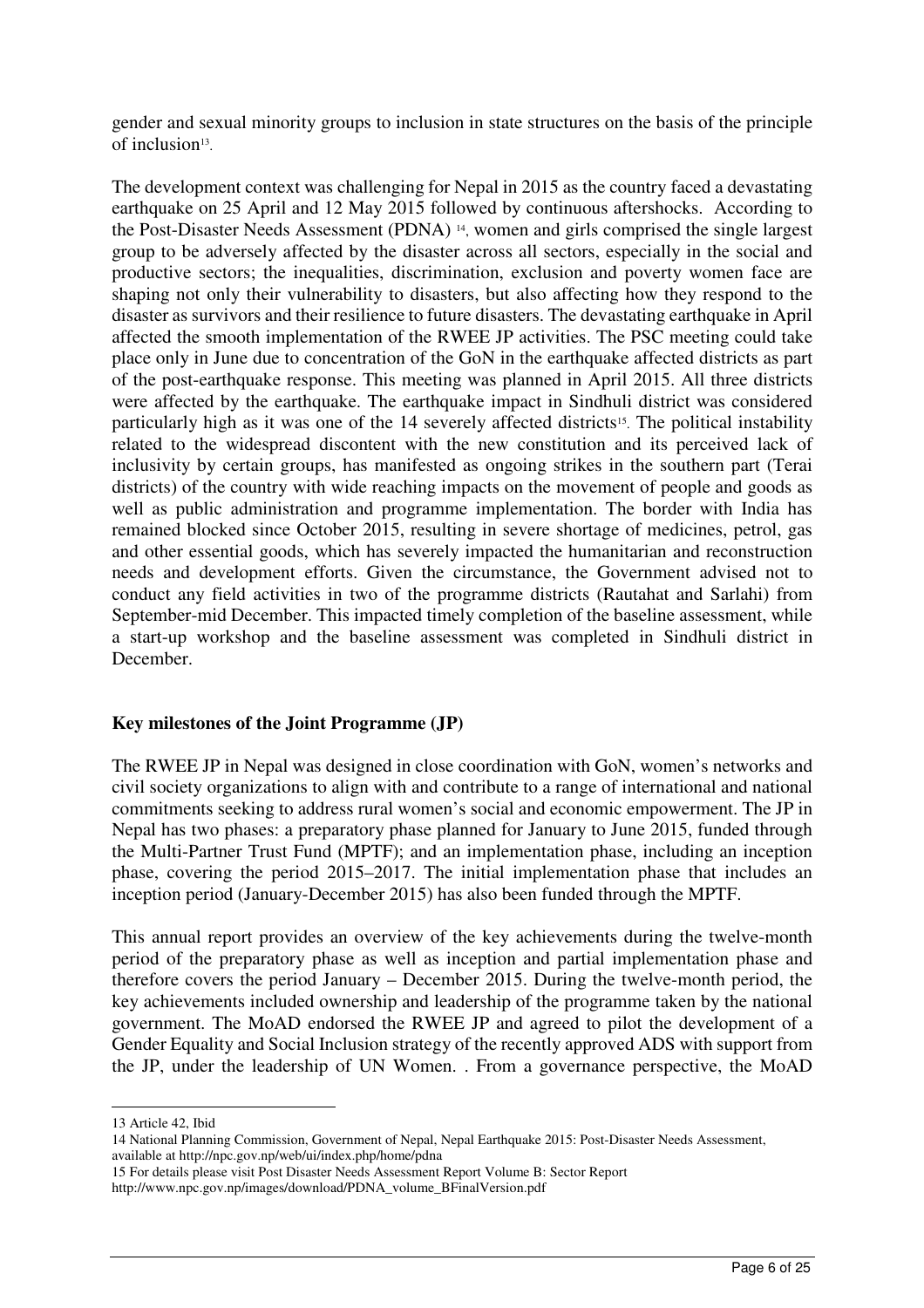gender and sexual minority groups to inclusion in state structures on the basis of the principle of inclusion[13].

The development context was challenging for Nepal in 2015 as the country faced a devastating earthquake on 25 April and 12 May 2015 followed by continuous aftershocks. According to the Post-Disaster Needs Assessment (PDNA) [14], women and girls comprised the single largest group to be adversely affected by the disaster across all sectors, especially in the social and productive sectors; the inequalities, discrimination, exclusion and poverty women face are shaping not only their vulnerability to disasters, but also affecting how they respond to the disaster as survivors and their resilience to future disasters. The devastating earthquake in April affected the smooth implementation of the RWEE JP activities. The PSC meeting could take place only in June due to concentration of the GoN in the earthquake affected districts as part of the post-earthquake response. This meeting was planned in April 2015. All three districts were affected by the earthquake. The earthquake impact in Sindhuli district was considered particularly high as it was one of the 14 severely affected districts[15]. The political instability related to the widespread discontent with the new constitution and its perceived lack of inclusivity by certain groups, has manifested as ongoing strikes in the southern part (Terai districts) of the country with wide reaching impacts on the movement of people and goods as well as public administration and programme implementation. The border with India has remained blocked since October 2015, resulting in severe shortage of medicines, petrol, gas and other essential goods, which has severely impacted the humanitarian and reconstruction needs and development efforts. Given the circumstance, the Government advised not to conduct any field activities in two of the programme districts (Rautahat and Sarlahi) from September-mid December. This impacted timely completion of the baseline assessment, while a start-up workshop and the baseline assessment was completed in Sindhuli district in December.

**Key milestones of the Joint Programme (JP)**

The RWEE JP in Nepal was designed in close coordination with GoN, women's networks and civil society organizations to align with and contribute to a range of international and national commitments seeking to address rural women's social and economic empowerment. The JP in Nepal has two phases: a preparatory phase planned for January to June 2015, funded through the Multi-Partner Trust Fund (MPTF); and an implementation phase, including an inception phase, covering the period 2015–2017. The initial implementation phase that includes an inception period (January-December 2015) has also been funded through the MPTF.

This annual report provides an overview of the key achievements during the twelve-month period of the preparatory phase as well as inception and partial implementation phase and therefore covers the period January – December 2015. During the twelve-month period, the key achievements included ownership and leadership of the programme taken by the national government. The MoAD endorsed the RWEE JP and agreed to pilot the development of a Gender Equality and Social Inclusion strategy of the recently approved ADS with support from the JP, under the leadership of UN Women. . From a governance perspective, the MoAD

---

13 Article 42, Ibid

14 National Planning Commission, Government of Nepal, Nepal Earthquake 2015: Post-Disaster Needs Assessment, available at http://npc.gov.np/web/ui/index.php/home/pdna

15 For details please visit Post Disaster Needs Assessment Report Volume B: Sector Report http://www.npc.gov.np/images/download/PDNA_volume_BFinalVersion.pdf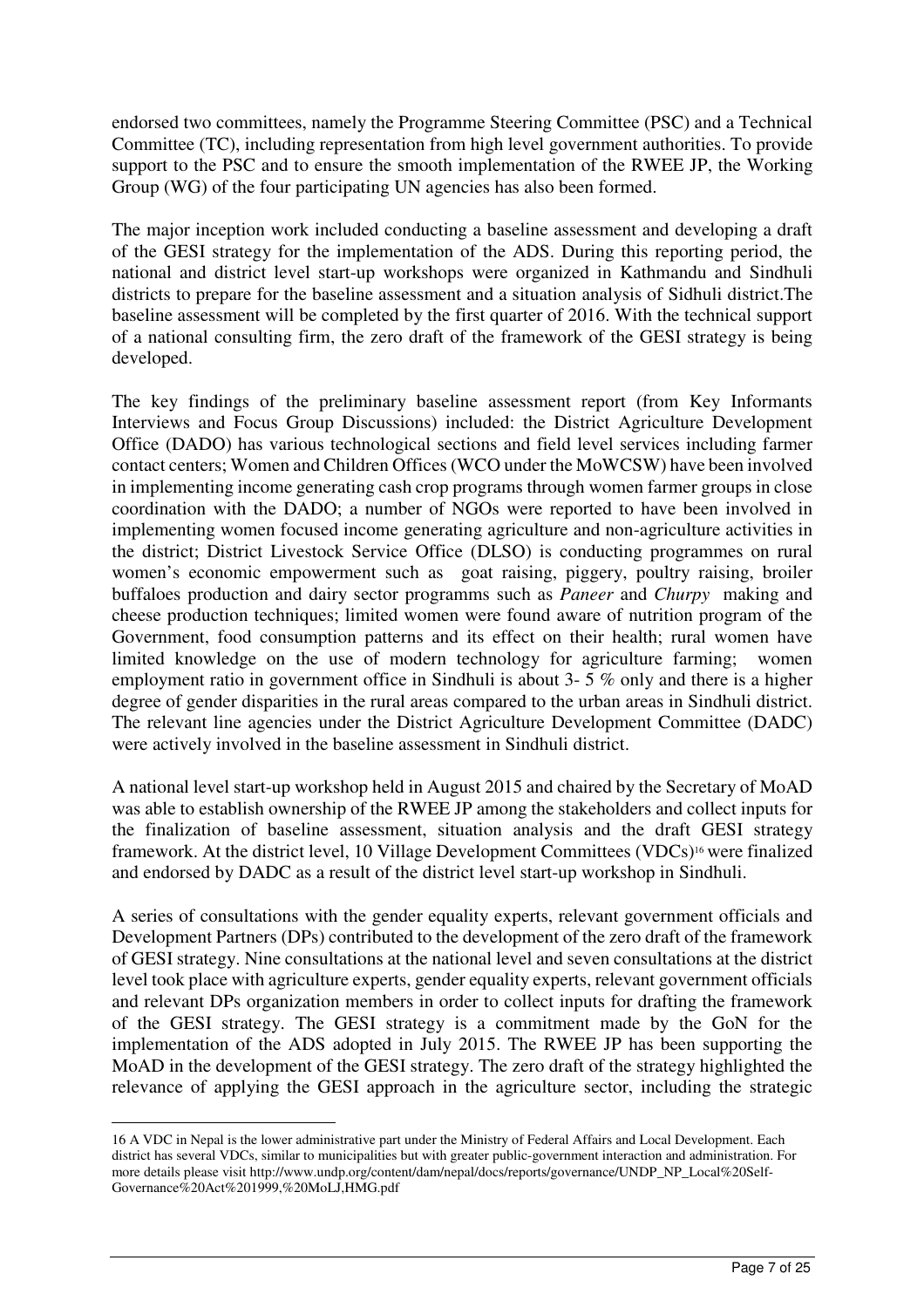endorsed two committees, namely the Programme Steering Committee (PSC) and a Technical Committee (TC), including representation from high level government authorities. To provide support to the PSC and to ensure the smooth implementation of the RWEE JP, the Working Group (WG) of the four participating UN agencies has also been formed.

The major inception work included conducting a baseline assessment and developing a draft of the GESI strategy for the implementation of the ADS. During this reporting period, the national and district level start-up workshops were organized in Kathmandu and Sindhuli districts to prepare for the baseline assessment and a situation analysis of Sidhuli district.The baseline assessment will be completed by the first quarter of 2016. With the technical support of a national consulting firm, the zero draft of the framework of the GESI strategy is being developed.

The key findings of the preliminary baseline assessment report (from Key Informants Interviews and Focus Group Discussions) included: the District Agriculture Development Office (DADO) has various technological sections and field level services including farmer contact centers; Women and Children Offices (WCO under the MoWCSW) have been involved in implementing income generating cash crop programs through women farmer groups in close coordination with the DADO; a number of NGOs were reported to have been involved in implementing women focused income generating agriculture and non-agriculture activities in the district; District Livestock Service Office (DLSO) is conducting programmes on rural women's economic empowerment such as goat raising, piggery, poultry raising, broiler buffaloes production and dairy sector programms such as *Paneer* and *Churpy* making and cheese production techniques; limited women were found aware of nutrition program of the Government, food consumption patterns and its effect on their health; rural women have limited knowledge on the use of modern technology for agriculture farming; women employment ratio in government office in Sindhuli is about 3- 5 % only and there is a higher degree of gender disparities in the rural areas compared to the urban areas in Sindhuli district. The relevant line agencies under the District Agriculture Development Committee (DADC) were actively involved in the baseline assessment in Sindhuli district.

A national level start-up workshop held in August 2015 and chaired by the Secretary of MoAD was able to establish ownership of the RWEE JP among the stakeholders and collect inputs for the finalization of baseline assessment, situation analysis and the draft GESI strategy framework. At the district level, 10 Village Development Committees (VDCs)[16] were finalized and endorsed by DADC as a result of the district level start-up workshop in Sindhuli.

A series of consultations with the gender equality experts, relevant government officials and Development Partners (DPs) contributed to the development of the zero draft of the framework of GESI strategy. Nine consultations at the national level and seven consultations at the district level took place with agriculture experts, gender equality experts, relevant government officials and relevant DPs organization members in order to collect inputs for drafting the framework of the GESI strategy. The GESI strategy is a commitment made by the GoN for the implementation of the ADS adopted in July 2015. The RWEE JP has been supporting the MoAD in the development of the GESI strategy. The zero draft of the strategy highlighted the relevance of applying the GESI approach in the agriculture sector, including the strategic

16 A VDC in Nepal is the lower administrative part under the Ministry of Federal Affairs and Local Development. Each district has several VDCs, similar to municipalities but with greater public-government interaction and administration. For more details please visit http://www.undp.org/content/dam/nepal/docs/reports/governance/UNDP_NP_Local%20Self-Governance%20Act%201999,%20MoLJ,HMG.pdf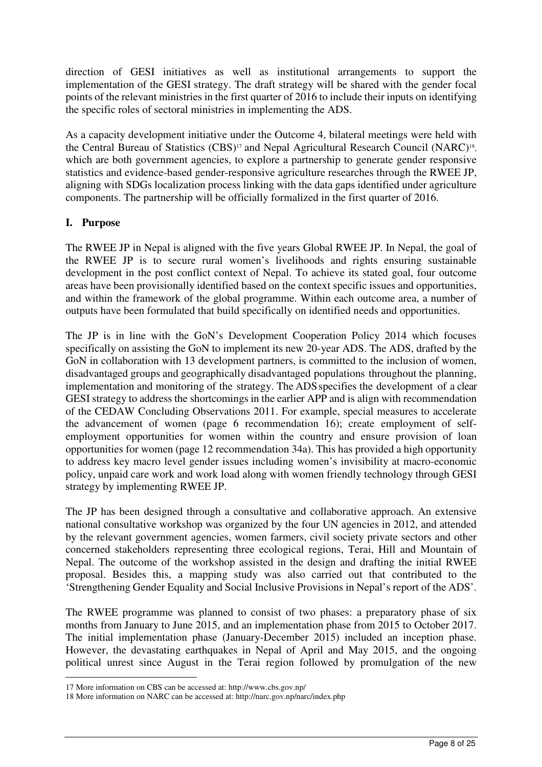direction of GESI initiatives as well as institutional arrangements to support the implementation of the GESI strategy. The draft strategy will be shared with the gender focal points of the relevant ministries in the first quarter of 2016 to include their inputs on identifying the specific roles of sectoral ministries in implementing the ADS.

As a capacity development initiative under the Outcome 4, bilateral meetings were held with the Central Bureau of Statistics (CBS)[17] and Nepal Agricultural Research Council (NARC)[18], which are both government agencies, to explore a partnership to generate gender responsive statistics and evidence-based gender-responsive agriculture researches through the RWEE JP, aligning with SDGs localization process linking with the data gaps identified under agriculture components. The partnership will be officially formalized in the first quarter of 2016.

## I. Purpose

The RWEE JP in Nepal is aligned with the five years Global RWEE JP. In Nepal, the goal of the RWEE JP is to secure rural women's livelihoods and rights ensuring sustainable development in the post conflict context of Nepal. To achieve its stated goal, four outcome areas have been provisionally identified based on the context specific issues and opportunities, and within the framework of the global programme. Within each outcome area, a number of outputs have been formulated that build specifically on identified needs and opportunities.

The JP is in line with the GoN's Development Cooperation Policy 2014 which focuses specifically on assisting the GoN to implement its new 20-year ADS. The ADS, drafted by the GoN in collaboration with 13 development partners, is committed to the inclusion of women, disadvantaged groups and geographically disadvantaged populations throughout the planning, implementation and monitoring of the strategy. The ADS specifies the development of a clear GESI strategy to address the shortcomings in the earlier APP and is align with recommendation of the CEDAW Concluding Observations 2011. For example, special measures to accelerate the advancement of women (page 6 recommendation 16); create employment of self-employment opportunities for women within the country and ensure provision of loan opportunities for women (page 12 recommendation 34a). This has provided a high opportunity to address key macro level gender issues including women's invisibility at macro-economic policy, unpaid care work and work load along with women friendly technology through GESI strategy by implementing RWEE JP.

The JP has been designed through a consultative and collaborative approach. An extensive national consultative workshop was organized by the four UN agencies in 2012, and attended by the relevant government agencies, women farmers, civil society private sectors and other concerned stakeholders representing three ecological regions, Terai, Hill and Mountain of Nepal. The outcome of the workshop assisted in the design and drafting the initial RWEE proposal. Besides this, a mapping study was also carried out that contributed to the 'Strengthening Gender Equality and Social Inclusive Provisions in Nepal's report of the ADS'.

The RWEE programme was planned to consist of two phases: a preparatory phase of six months from January to June 2015, and an implementation phase from 2015 to October 2017. The initial implementation phase (January-December 2015) included an inception phase. However, the devastating earthquakes in Nepal of April and May 2015, and the ongoing political unrest since August in the Terai region followed by promulgation of the new

---

17 More information on CBS can be accessed at: http://www.cbs.gov.np/

18 More information on NARC can be accessed at: http://narc.gov.np/narc/index.php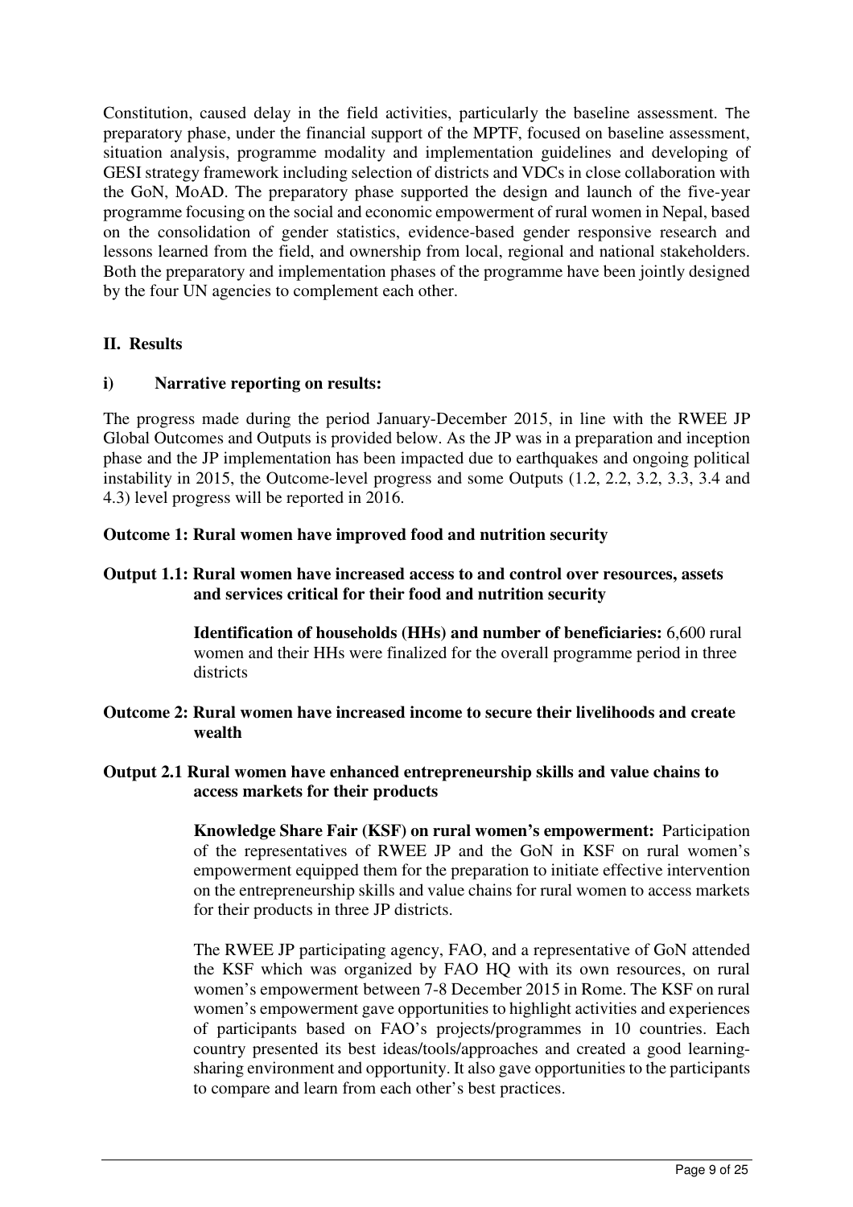Constitution, caused delay in the field activities, particularly the baseline assessment. The preparatory phase, under the financial support of the MPTF, focused on baseline assessment, situation analysis, programme modality and implementation guidelines and developing of GESI strategy framework including selection of districts and VDCs in close collaboration with the GoN, MoAD. The preparatory phase supported the design and launch of the five-year programme focusing on the social and economic empowerment of rural women in Nepal, based on the consolidation of gender statistics, evidence-based gender responsive research and lessons learned from the field, and ownership from local, regional and national stakeholders. Both the preparatory and implementation phases of the programme have been jointly designed by the four UN agencies to complement each other.

## II. Results

### i) Narrative reporting on results:

The progress made during the period January-December 2015, in line with the RWEE JP Global Outcomes and Outputs is provided below. As the JP was in a preparation and inception phase and the JP implementation has been impacted due to earthquakes and ongoing political instability in 2015, the Outcome-level progress and some Outputs (1.2, 2.2, 3.2, 3.3, 3.4 and 4.3) level progress will be reported in 2016.

**Outcome 1: Rural women have improved food and nutrition security**

**Output 1.1: Rural women have increased access to and control over resources, assets and services critical for their food and nutrition security**

**Identification of households (HHs) and number of beneficiaries:** 6,600 rural women and their HHs were finalized for the overall programme period in three districts

**Outcome 2: Rural women have increased income to secure their livelihoods and create wealth**

**Output 2.1 Rural women have enhanced entrepreneurship skills and value chains to access markets for their products**

**Knowledge Share Fair (KSF) on rural women's empowerment:** Participation of the representatives of RWEE JP and the GoN in KSF on rural women's empowerment equipped them for the preparation to initiate effective intervention on the entrepreneurship skills and value chains for rural women to access markets for their products in three JP districts.

The RWEE JP participating agency, FAO, and a representative of GoN attended the KSF which was organized by FAO HQ with its own resources, on rural women's empowerment between 7-8 December 2015 in Rome. The KSF on rural women's empowerment gave opportunities to highlight activities and experiences of participants based on FAO's projects/programmes in 10 countries. Each country presented its best ideas/tools/approaches and created a good learning-sharing environment and opportunity. It also gave opportunities to the participants to compare and learn from each other's best practices.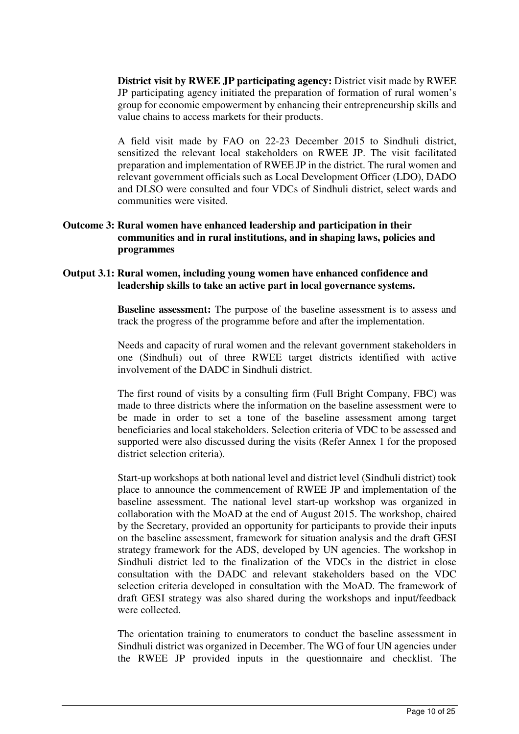**District visit by RWEE JP participating agency:** District visit made by RWEE JP participating agency initiated the preparation of formation of rural women's group for economic empowerment by enhancing their entrepreneurship skills and value chains to access markets for their products.

A field visit made by FAO on 22-23 December 2015 to Sindhuli district, sensitized the relevant local stakeholders on RWEE JP. The visit facilitated preparation and implementation of RWEE JP in the district. The rural women and relevant government officials such as Local Development Officer (LDO), DADO and DLSO were consulted and four VDCs of Sindhuli district, select wards and communities were visited.

**Outcome 3: Rural women have enhanced leadership and participation in their communities and in rural institutions, and in shaping laws, policies and programmes**

**Output 3.1: Rural women, including young women have enhanced confidence and leadership skills to take an active part in local governance systems.**

**Baseline assessment:** The purpose of the baseline assessment is to assess and track the progress of the programme before and after the implementation.

Needs and capacity of rural women and the relevant government stakeholders in one (Sindhuli) out of three RWEE target districts identified with active involvement of the DADC in Sindhuli district.

The first round of visits by a consulting firm (Full Bright Company, FBC) was made to three districts where the information on the baseline assessment were to be made in order to set a tone of the baseline assessment among target beneficiaries and local stakeholders. Selection criteria of VDC to be assessed and supported were also discussed during the visits (Refer Annex 1 for the proposed district selection criteria).

Start-up workshops at both national level and district level (Sindhuli district) took place to announce the commencement of RWEE JP and implementation of the baseline assessment. The national level start-up workshop was organized in collaboration with the MoAD at the end of August 2015. The workshop, chaired by the Secretary, provided an opportunity for participants to provide their inputs on the baseline assessment, framework for situation analysis and the draft GESI strategy framework for the ADS, developed by UN agencies. The workshop in Sindhuli district led to the finalization of the VDCs in the district in close consultation with the DADC and relevant stakeholders based on the VDC selection criteria developed in consultation with the MoAD. The framework of draft GESI strategy was also shared during the workshops and input/feedback were collected.

The orientation training to enumerators to conduct the baseline assessment in Sindhuli district was organized in December. The WG of four UN agencies under the RWEE JP provided inputs in the questionnaire and checklist. The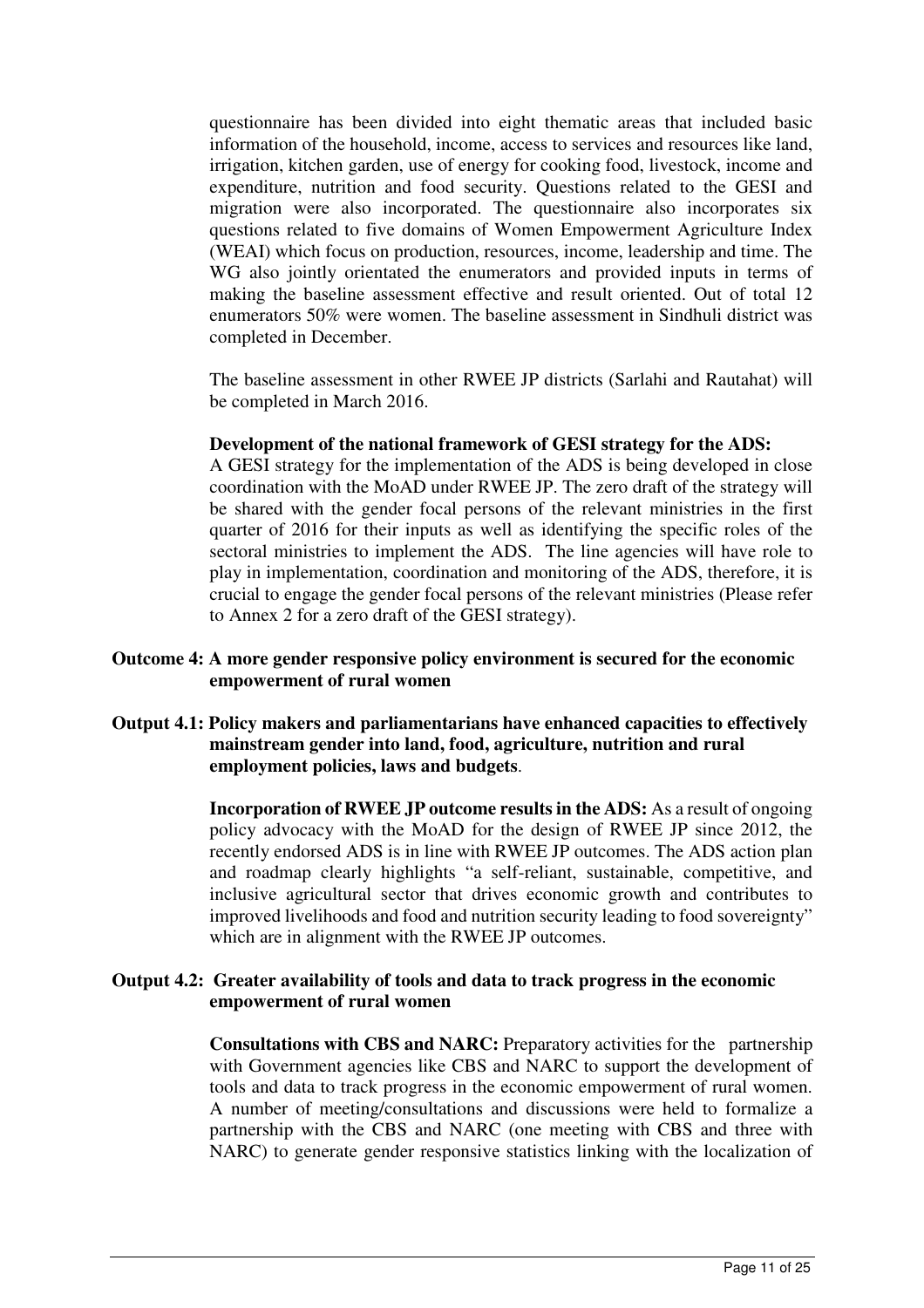questionnaire has been divided into eight thematic areas that included basic information of the household, income, access to services and resources like land, irrigation, kitchen garden, use of energy for cooking food, livestock, income and expenditure, nutrition and food security. Questions related to the GESI and migration were also incorporated. The questionnaire also incorporates six questions related to five domains of Women Empowerment Agriculture Index (WEAI) which focus on production, resources, income, leadership and time. The WG also jointly orientated the enumerators and provided inputs in terms of making the baseline assessment effective and result oriented. Out of total 12 enumerators 50% were women. The baseline assessment in Sindhuli district was completed in December.

The baseline assessment in other RWEE JP districts (Sarlahi and Rautahat) will be completed in March 2016.

**Development of the national framework of GESI strategy for the ADS:**
A GESI strategy for the implementation of the ADS is being developed in close coordination with the MoAD under RWEE JP. The zero draft of the strategy will be shared with the gender focal persons of the relevant ministries in the first quarter of 2016 for their inputs as well as identifying the specific roles of the sectoral ministries to implement the ADS. The line agencies will have role to play in implementation, coordination and monitoring of the ADS, therefore, it is crucial to engage the gender focal persons of the relevant ministries (Please refer to Annex 2 for a zero draft of the GESI strategy).

**Outcome 4: A more gender responsive policy environment is secured for the economic empowerment of rural women**

**Output 4.1: Policy makers and parliamentarians have enhanced capacities to effectively mainstream gender into land, food, agriculture, nutrition and rural employment policies, laws and budgets**.

**Incorporation of RWEE JP outcome results in the ADS:** As a result of ongoing policy advocacy with the MoAD for the design of RWEE JP since 2012, the recently endorsed ADS is in line with RWEE JP outcomes. The ADS action plan and roadmap clearly highlights "a self-reliant, sustainable, competitive, and inclusive agricultural sector that drives economic growth and contributes to improved livelihoods and food and nutrition security leading to food sovereignty" which are in alignment with the RWEE JP outcomes.

**Output 4.2: Greater availability of tools and data to track progress in the economic empowerment of rural women**

**Consultations with CBS and NARC:** Preparatory activities for the partnership with Government agencies like CBS and NARC to support the development of tools and data to track progress in the economic empowerment of rural women. A number of meeting/consultations and discussions were held to formalize a partnership with the CBS and NARC (one meeting with CBS and three with NARC) to generate gender responsive statistics linking with the localization of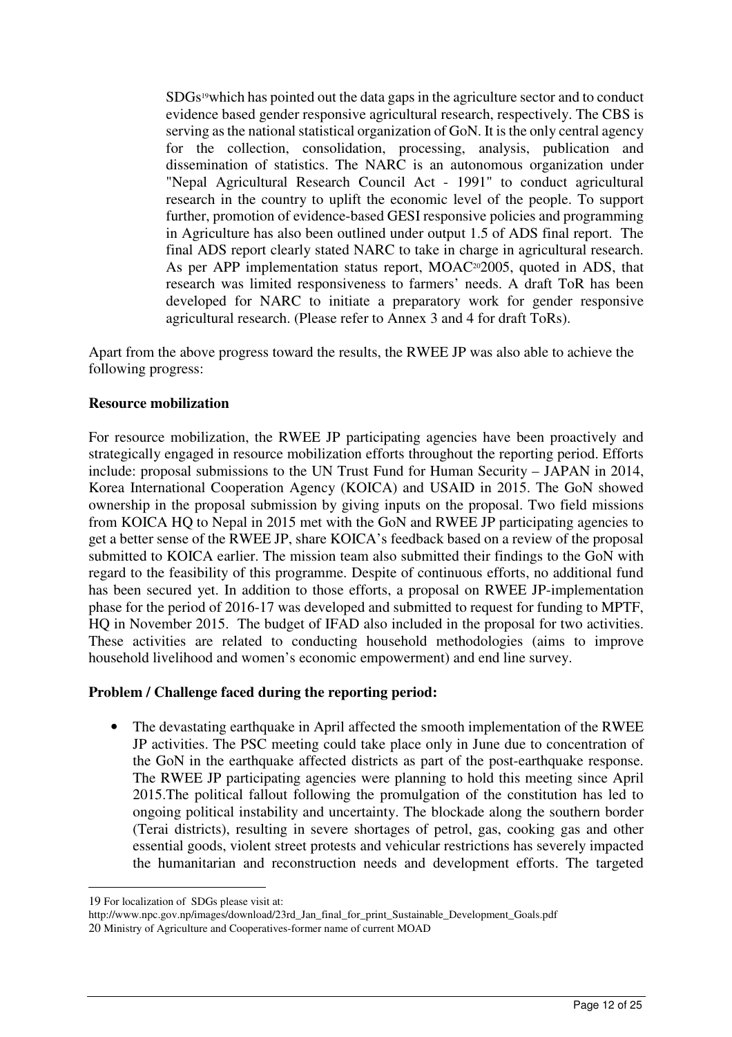SDGs[19] which has pointed out the data gaps in the agriculture sector and to conduct evidence based gender responsive agricultural research, respectively. The CBS is serving as the national statistical organization of GoN. It is the only central agency for the collection, consolidation, processing, analysis, publication and dissemination of statistics. The NARC is an autonomous organization under "Nepal Agricultural Research Council Act - 1991" to conduct agricultural research in the country to uplift the economic level of the people. To support further, promotion of evidence-based GESI responsive policies and programming in Agriculture has also been outlined under output 1.5 of ADS final report. The final ADS report clearly stated NARC to take in charge in agricultural research. As per APP implementation status report, MOAC[20] 2005, quoted in ADS, that research was limited responsiveness to farmers' needs. A draft ToR has been developed for NARC to initiate a preparatory work for gender responsive agricultural research. (Please refer to Annex 3 and 4 for draft ToRs).

Apart from the above progress toward the results, the RWEE JP was also able to achieve the following progress:

**Resource mobilization**

For resource mobilization, the RWEE JP participating agencies have been proactively and strategically engaged in resource mobilization efforts throughout the reporting period. Efforts include: proposal submissions to the UN Trust Fund for Human Security – JAPAN in 2014, Korea International Cooperation Agency (KOICA) and USAID in 2015. The GoN showed ownership in the proposal submission by giving inputs on the proposal. Two field missions from KOICA HQ to Nepal in 2015 met with the GoN and RWEE JP participating agencies to get a better sense of the RWEE JP, share KOICA's feedback based on a review of the proposal submitted to KOICA earlier. The mission team also submitted their findings to the GoN with regard to the feasibility of this programme. Despite of continuous efforts, no additional fund has been secured yet. In addition to those efforts, a proposal on RWEE JP-implementation phase for the period of 2016-17 was developed and submitted to request for funding to MPTF, HQ in November 2015. The budget of IFAD also included in the proposal for two activities. These activities are related to conducting household methodologies (aims to improve household livelihood and women's economic empowerment) and end line survey.

**Problem / Challenge faced during the reporting period:**

- The devastating earthquake in April affected the smooth implementation of the RWEE JP activities. The PSC meeting could take place only in June due to concentration of the GoN in the earthquake affected districts as part of the post-earthquake response. The RWEE JP participating agencies were planning to hold this meeting since April 2015.The political fallout following the promulgation of the constitution has led to ongoing political instability and uncertainty. The blockade along the southern border (Terai districts), resulting in severe shortages of petrol, gas, cooking gas and other essential goods, violent street protests and vehicular restrictions has severely impacted the humanitarian and reconstruction needs and development efforts. The targeted

---

19 For localization of SDGs please visit at:
http://www.npc.gov.np/images/download/23rd_Jan_final_for_print_Sustainable_Development_Goals.pdf

20 Ministry of Agriculture and Cooperatives-former name of current MOAD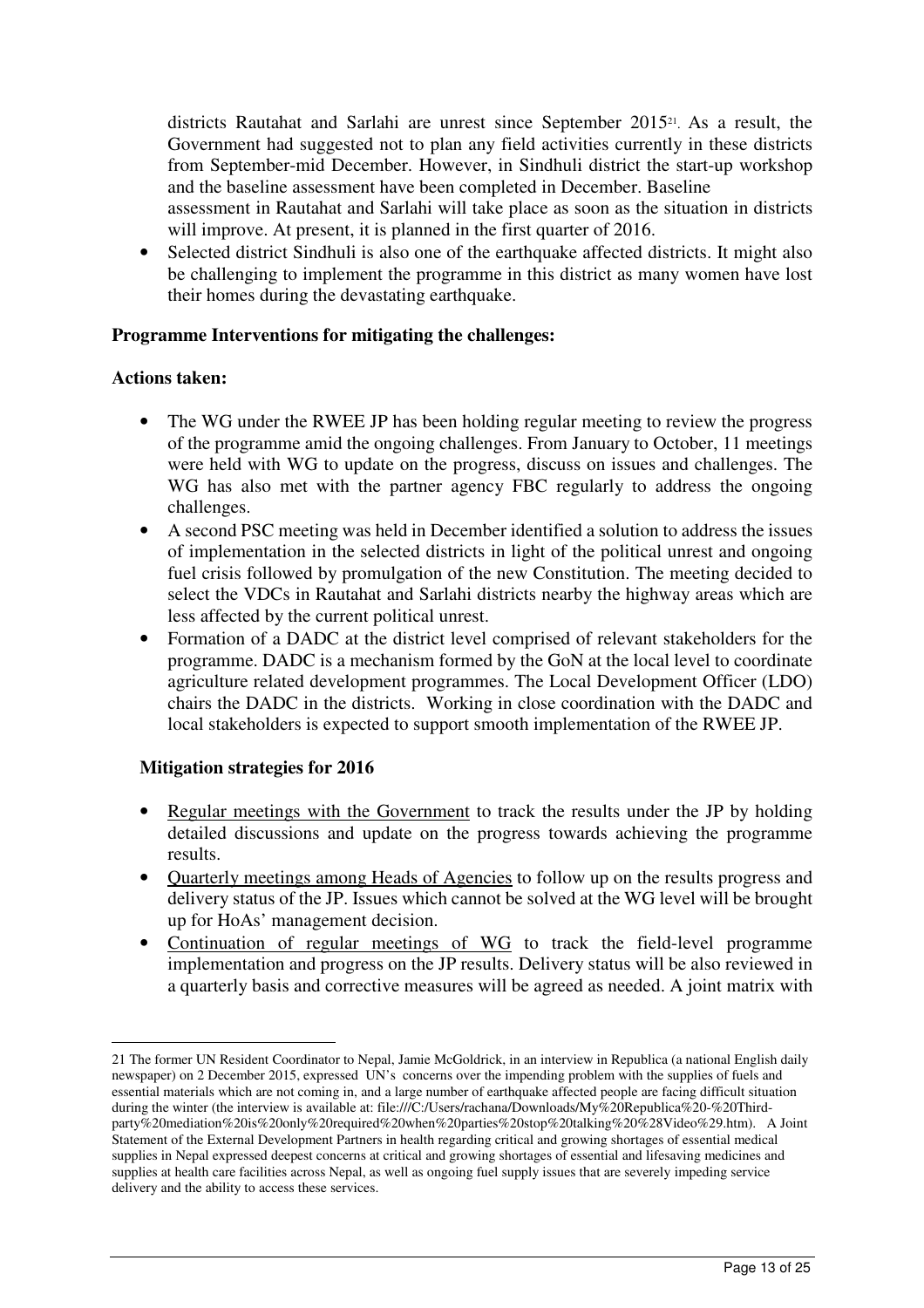districts Rautahat and Sarlahi are unrest since September 2015[21]. As a result, the Government had suggested not to plan any field activities currently in these districts from September-mid December. However, in Sindhuli district the start-up workshop and the baseline assessment have been completed in December. Baseline assessment in Rautahat and Sarlahi will take place as soon as the situation in districts will improve. At present, it is planned in the first quarter of 2016.

- Selected district Sindhuli is also one of the earthquake affected districts. It might also be challenging to implement the programme in this district as many women have lost their homes during the devastating earthquake.

**Programme Interventions for mitigating the challenges:**

**Actions taken:**

- The WG under the RWEE JP has been holding regular meeting to review the progress of the programme amid the ongoing challenges. From January to October, 11 meetings were held with WG to update on the progress, discuss on issues and challenges. The WG has also met with the partner agency FBC regularly to address the ongoing challenges.
- A second PSC meeting was held in December identified a solution to address the issues of implementation in the selected districts in light of the political unrest and ongoing fuel crisis followed by promulgation of the new Constitution. The meeting decided to select the VDCs in Rautahat and Sarlahi districts nearby the highway areas which are less affected by the current political unrest.
- Formation of a DADC at the district level comprised of relevant stakeholders for the programme. DADC is a mechanism formed by the GoN at the local level to coordinate agriculture related development programmes. The Local Development Officer (LDO) chairs the DADC in the districts. Working in close coordination with the DADC and local stakeholders is expected to support smooth implementation of the RWEE JP.

**Mitigation strategies for 2016**

- Regular meetings with the Government to track the results under the JP by holding detailed discussions and update on the progress towards achieving the programme results.
- Quarterly meetings among Heads of Agencies to follow up on the results progress and delivery status of the JP. Issues which cannot be solved at the WG level will be brought up for HoAs' management decision.
- Continuation of regular meetings of WG to track the field-level programme implementation and progress on the JP results. Delivery status will be also reviewed in a quarterly basis and corrective measures will be agreed as needed. A joint matrix with

---

21 The former UN Resident Coordinator to Nepal, Jamie McGoldrick, in an interview in Republica (a national English daily newspaper) on 2 December 2015, expressed UN's concerns over the impending problem with the supplies of fuels and essential materials which are not coming in, and a large number of earthquake affected people are facing difficult situation during the winter (the interview is available at: file:///C:/Users/rachana/Downloads/My%20Republica%20-%20Third-party%20mediation%20is%20only%20required%20when%20parties%20stop%20talking%20%28Video%29.htm). A Joint Statement of the External Development Partners in health regarding critical and growing shortages of essential medical supplies in Nepal expressed deepest concerns at critical and growing shortages of essential and lifesaving medicines and supplies at health care facilities across Nepal, as well as ongoing fuel supply issues that are severely impeding service delivery and the ability to access these services.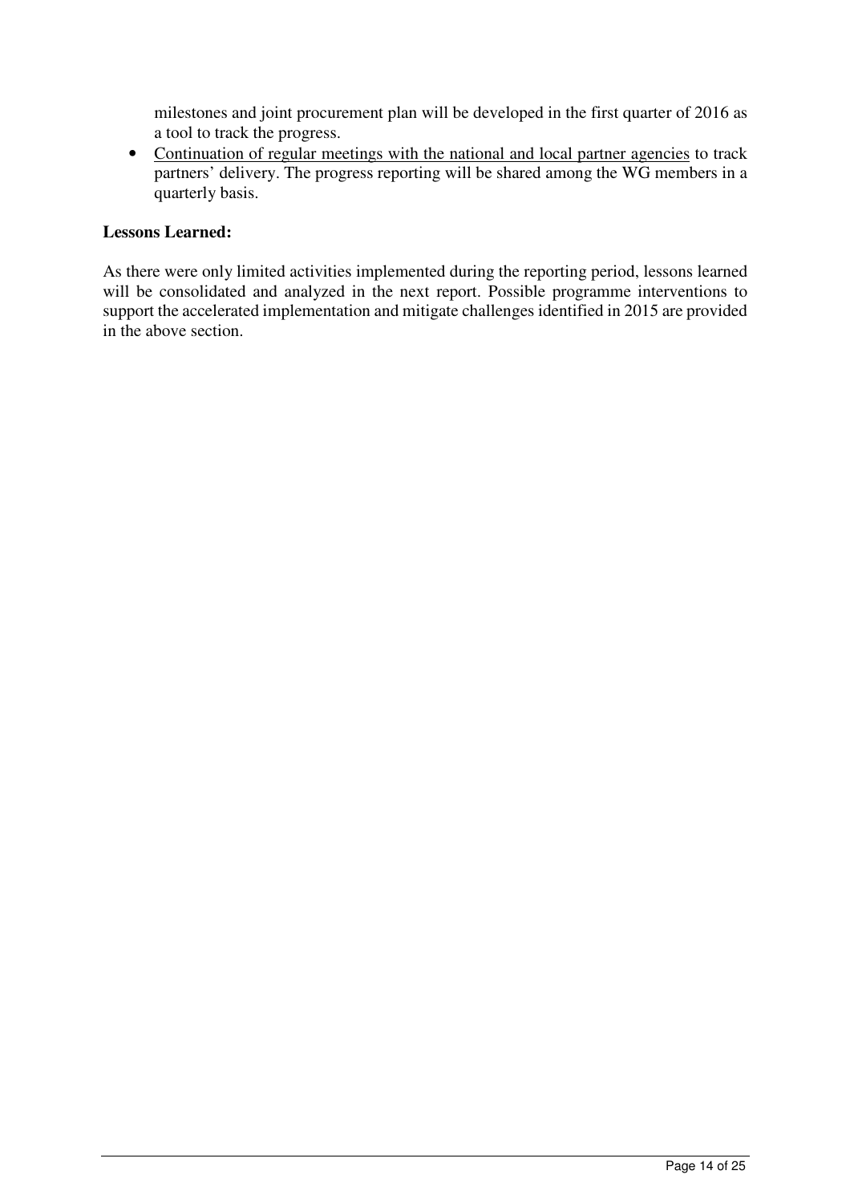milestones and joint procurement plan will be developed in the first quarter of 2016 as a tool to track the progress.

- <u>Continuation of regular meetings with the national and local partner agencies</u> to track partners' delivery. The progress reporting will be shared among the WG members in a quarterly basis.

**Lessons Learned:**

As there were only limited activities implemented during the reporting period, lessons learned will be consolidated and analyzed in the next report. Possible programme interventions to support the accelerated implementation and mitigate challenges identified in 2015 are provided in the above section.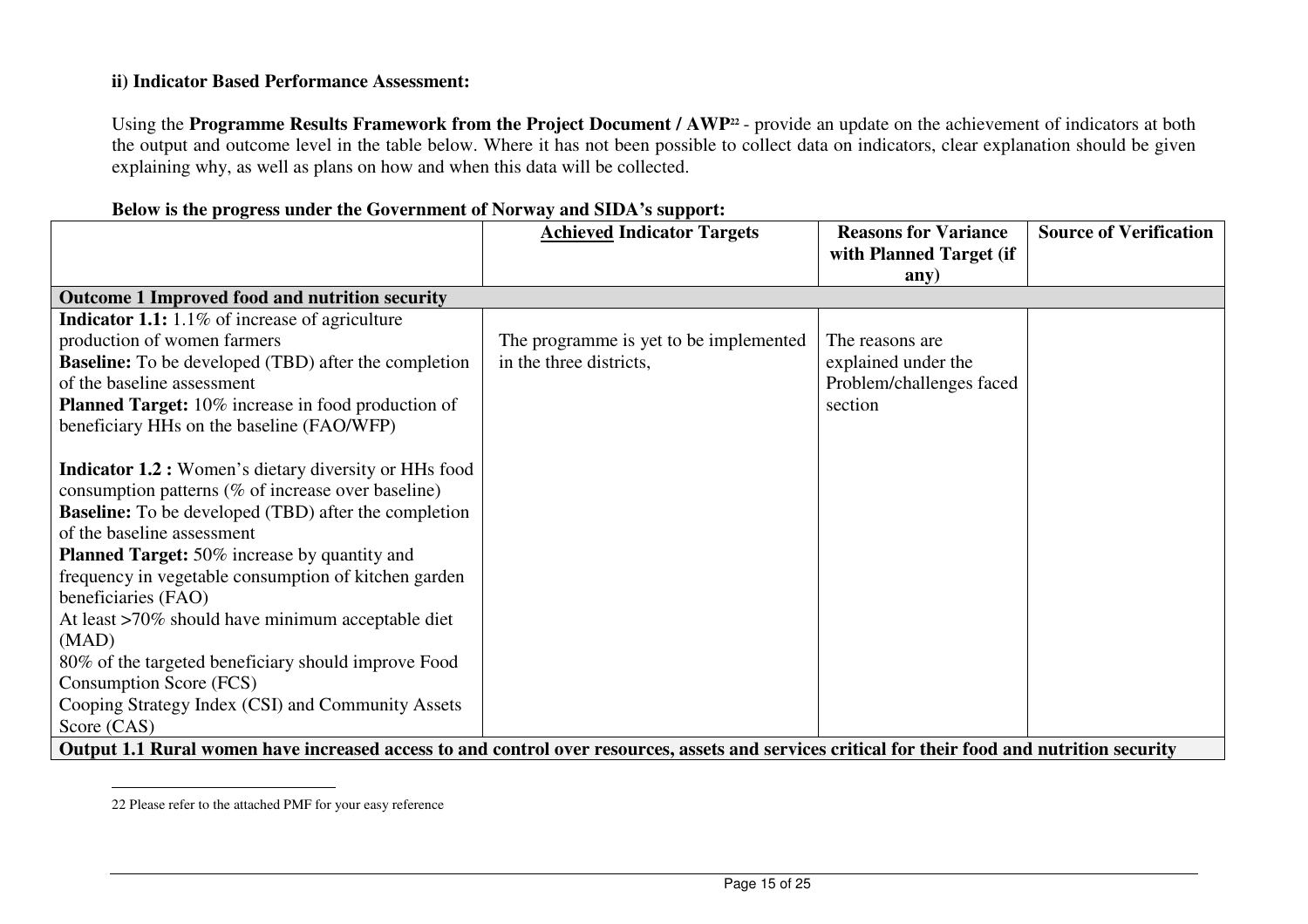**ii) Indicator Based Performance Assessment:**

Using the **Programme Results Framework from the Project Document / AWP**[22] - provide an update on the achievement of indicators at both the output and outcome level in the table below. Where it has not been possible to collect data on indicators, clear explanation should be given explaining why, as well as plans on how and when this data will be collected.

**Below is the progress under the Government of Norway and SIDA's support:**

| | **Achieved Indicator Targets** | **Reasons for Variance with Planned Target (if any)** | **Source of Verification** |
|---|---|---|---|
| **Outcome 1 Improved food and nutrition security** | | | |
| **Indicator 1.1:** 1.1% of increase of agriculture production of women farmers<br>**Baseline:** To be developed (TBD) after the completion of the baseline assessment<br>**Planned Target:** 10% increase in food production of beneficiary HHs on the baseline (FAO/WFP)<br><br>**Indicator 1.2 :** Women's dietary diversity or HHs food consumption patterns (% of increase over baseline)<br>**Baseline:** To be developed (TBD) after the completion of the baseline assessment<br>**Planned Target:** 50% increase by quantity and frequency in vegetable consumption of kitchen garden beneficiaries (FAO)<br>At least >70% should have minimum acceptable diet (MAD)<br>80% of the targeted beneficiary should improve Food Consumption Score (FCS)<br>Cooping Strategy Index (CSI) and Community Assets Score (CAS) | The programme is yet to be implemented in the three districts, | The reasons are explained under the Problem/challenges faced section | |
| **Output 1.1 Rural women have increased access to and control over resources, assets and services critical for their food and nutrition security** | | | |

22 Please refer to the attached PMF for your easy reference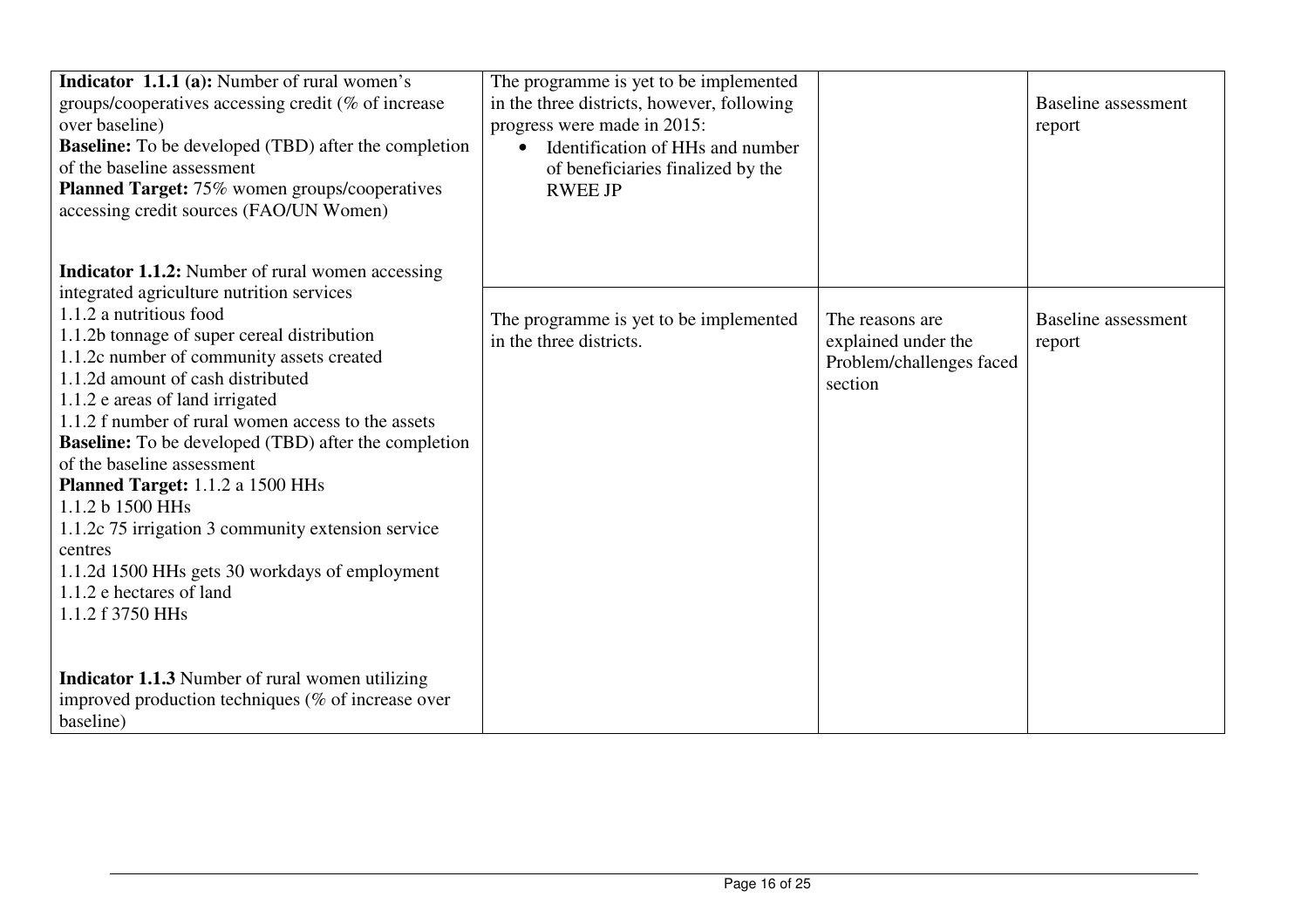| | | | |
|---|---|---|---|
| **Indicator 1.1.1 (a):** Number of rural women's groups/cooperatives accessing credit (% of increase over baseline)<br>**Baseline:** To be developed (TBD) after the completion of the baseline assessment<br>**Planned Target:** 75% women groups/cooperatives accessing credit sources (FAO/UN Women) | The programme is yet to be implemented in the three districts, however, following progress were made in 2015:<br>• Identification of HHs and number of beneficiaries finalized by the RWEE JP | | Baseline assessment report |
| **Indicator 1.1.2:** Number of rural women accessing integrated agriculture nutrition services<br>1.1.2 a nutritious food<br>1.1.2b tonnage of super cereal distribution<br>1.1.2c number of community assets created<br>1.1.2d amount of cash distributed<br>1.1.2 e areas of land irrigated<br>1.1.2 f number of rural women access to the assets<br>**Baseline:** To be developed (TBD) after the completion of the baseline assessment<br>**Planned Target:** 1.1.2 a 1500 HHs<br>1.1.2 b 1500 HHs<br>1.1.2c 75 irrigation 3 community extension service centres<br>1.1.2d 1500 HHs gets 30 workdays of employment<br>1.1.2 e hectares of land<br>1.1.2 f 3750 HHs<br><br>**Indicator 1.1.3** Number of rural women utilizing improved production techniques (% of increase over baseline) | The programme is yet to be implemented in the three districts. | The reasons are explained under the Problem/challenges faced section | Baseline assessment report |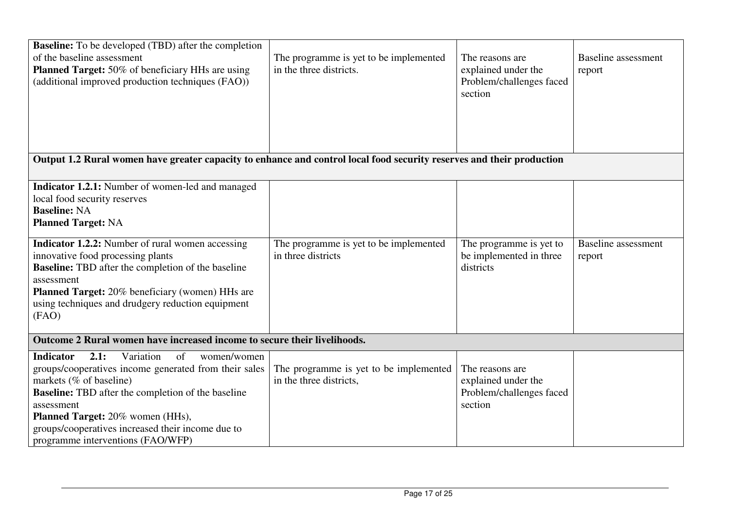| | | | |
|---|---|---|---|
| **Baseline:** To be developed (TBD) after the completion of the baseline assessment<br>**Planned Target:** 50% of beneficiary HHs are using (additional improved production techniques (FAO)) | The programme is yet to be implemented in the three districts. | The reasons are explained under the Problem/challenges faced section | Baseline assessment report |
| **Output 1.2 Rural women have greater capacity to enhance and control local food security reserves and their production** | | | |
| **Indicator 1.2.1:** Number of women-led and managed local food security reserves<br>**Baseline:** NA<br>**Planned Target:** NA | | | |
| **Indicator 1.2.2:** Number of rural women accessing innovative food processing plants<br>**Baseline:** TBD after the completion of the baseline assessment<br>**Planned Target:** 20% beneficiary (women) HHs are using techniques and drudgery reduction equipment (FAO) | The programme is yet to be implemented in three districts | The programme is yet to be implemented in three districts | Baseline assessment report |
| **Outcome 2 Rural women have increased income to secure their livelihoods.** | | | |
| **Indicator 2.1:** Variation of women/women groups/cooperatives income generated from their sales markets (% of baseline)<br>**Baseline:** TBD after the completion of the baseline assessment<br>**Planned Target:** 20% women (HHs), groups/cooperatives increased their income due to programme interventions (FAO/WFP) | The programme is yet to be implemented in the three districts, | The reasons are explained under the Problem/challenges faced section | |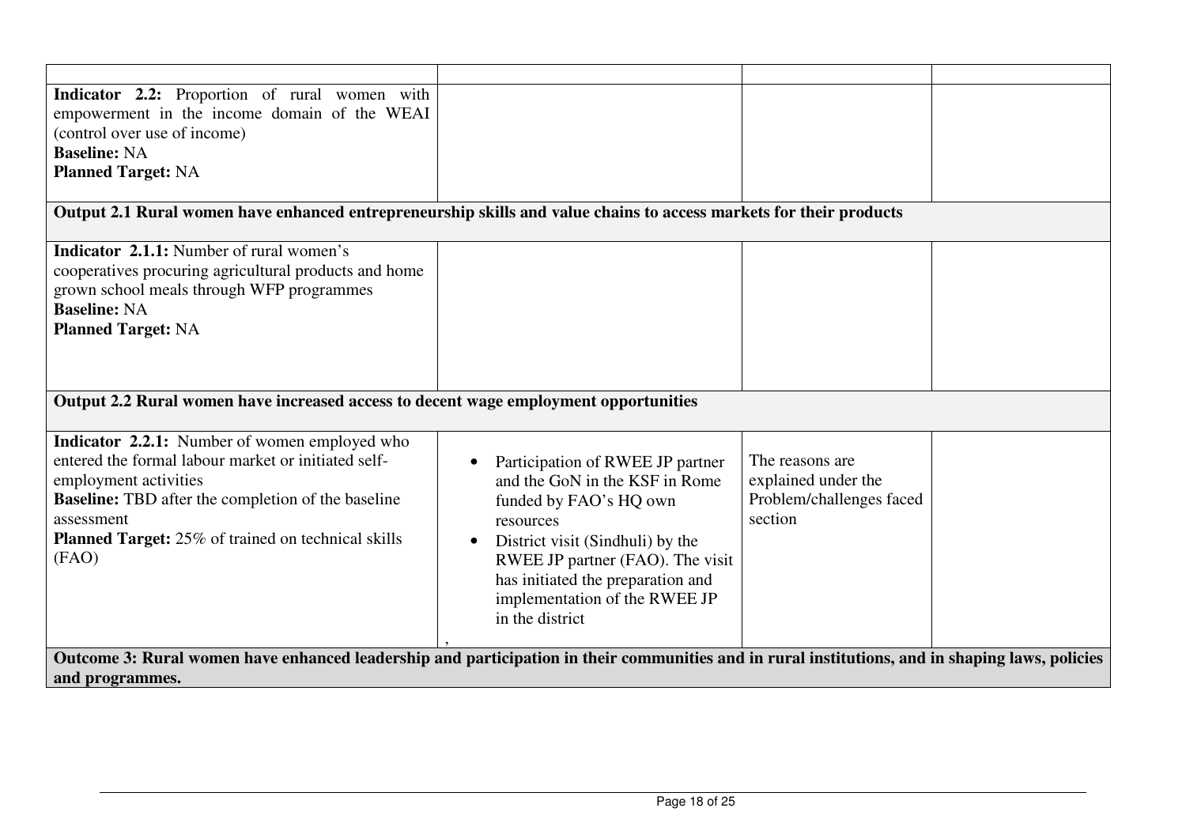| | | | |
|---|---|---|---|
| **Indicator 2.2:** Proportion of rural women with empowerment in the income domain of the WEAI (control over use of income)<br>**Baseline:** NA<br>**Planned Target:** NA | | | |
| **Output 2.1 Rural women have enhanced entrepreneurship skills and value chains to access markets for their products** | | | |
| **Indicator 2.1.1:** Number of rural women's cooperatives procuring agricultural products and home grown school meals through WFP programmes<br>**Baseline:** NA<br>**Planned Target:** NA | | | |
| **Output 2.2 Rural women have increased access to decent wage employment opportunities** | | | |
| **Indicator 2.2.1:** Number of women employed who entered the formal labour market or initiated self-employment activities<br>**Baseline:** TBD after the completion of the baseline assessment<br>**Planned Target:** 25% of trained on technical skills (FAO) | • Participation of RWEE JP partner and the GoN in the KSF in Rome funded by FAO's HQ own resources<br>• District visit (Sindhuli) by the RWEE JP partner (FAO). The visit has initiated the preparation and implementation of the RWEE JP in the district<br>, | The reasons are explained under the Problem/challenges faced section | |
| **Outcome 3: Rural women have enhanced leadership and participation in their communities and in rural institutions, and in shaping laws, policies and programmes.** | | | |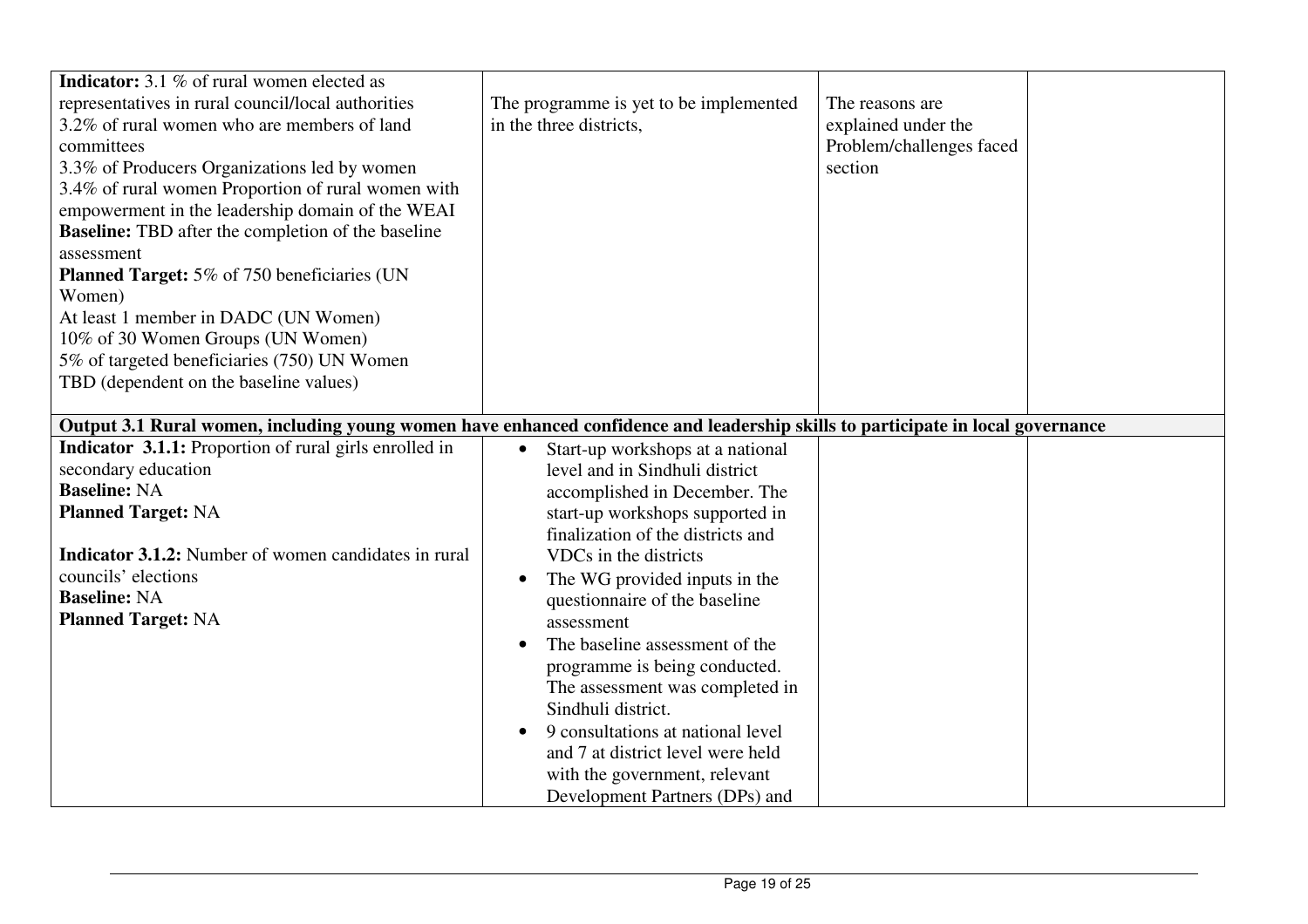| | | | |
|---|---|---|---|
| **Indicator:** 3.1 % of rural women elected as representatives in rural council/local authorities<br>3.2% of rural women who are members of land committees<br>3.3% of Producers Organizations led by women<br>3.4% of rural women Proportion of rural women with empowerment in the leadership domain of the WEAI<br>**Baseline:** TBD after the completion of the baseline assessment<br>**Planned Target:** 5% of 750 beneficiaries (UN Women)<br>At least 1 member in DADC (UN Women)<br>10% of 30 Women Groups (UN Women)<br>5% of targeted beneficiaries (750) UN Women<br>TBD (dependent on the baseline values) | The programme is yet to be implemented in the three districts, | The reasons are explained under the Problem/challenges faced section | |
| **Output 3.1 Rural women, including young women have enhanced confidence and leadership skills to participate in local governance** | | | |
| **Indicator 3.1.1:** Proportion of rural girls enrolled in secondary education<br>**Baseline:** NA<br>**Planned Target:** NA<br><br>**Indicator 3.1.2:** Number of women candidates in rural councils' elections<br>**Baseline:** NA<br>**Planned Target:** NA | • Start-up workshops at a national level and in Sindhuli district accomplished in December. The start-up workshops supported in finalization of the districts and VDCs in the districts<br>• The WG provided inputs in the questionnaire of the baseline assessment<br>• The baseline assessment of the programme is being conducted. The assessment was completed in Sindhuli district.<br>• 9 consultations at national level and 7 at district level were held with the government, relevant Development Partners (DPs) and | | |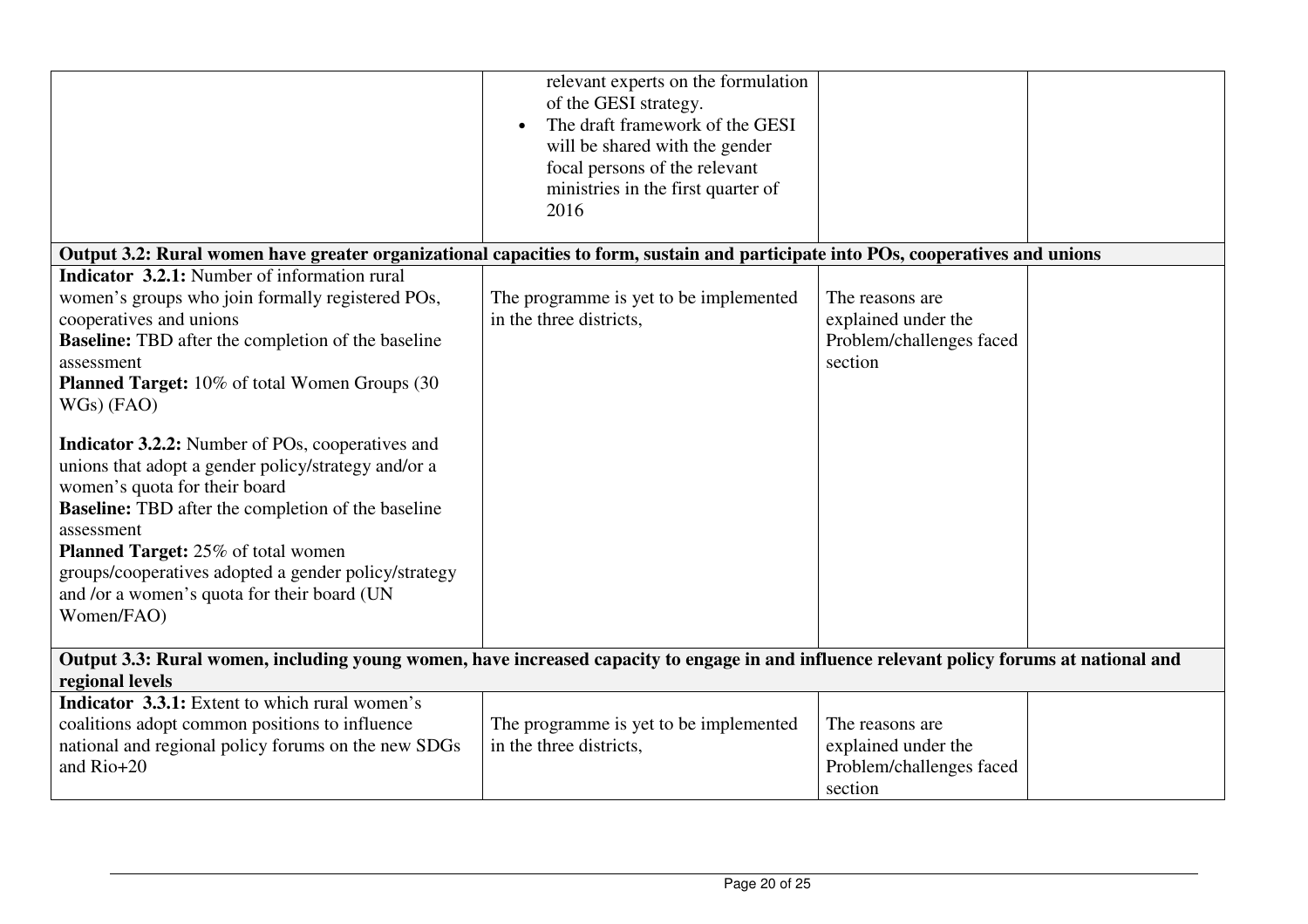| | | | |
|---|---|---|---|
| | relevant experts on the formulation of the GESI strategy.<br>• The draft framework of the GESI will be shared with the gender focal persons of the relevant ministries in the first quarter of 2016 | | |
| **Output 3.2: Rural women have greater organizational capacities to form, sustain and participate into POs, cooperatives and unions** | | | |
| **Indicator 3.2.1:** Number of information rural women's groups who join formally registered POs, cooperatives and unions<br>**Baseline:** TBD after the completion of the baseline assessment<br>**Planned Target:** 10% of total Women Groups (30 WGs) (FAO)<br><br>**Indicator 3.2.2:** Number of POs, cooperatives and unions that adopt a gender policy/strategy and/or a women's quota for their board<br>**Baseline:** TBD after the completion of the baseline assessment<br>**Planned Target:** 25% of total women groups/cooperatives adopted a gender policy/strategy and /or a women's quota for their board (UN Women/FAO) | The programme is yet to be implemented in the three districts, | The reasons are explained under the Problem/challenges faced section | |
| **Output 3.3: Rural women, including young women, have increased capacity to engage in and influence relevant policy forums at national and regional levels** | | | |
| **Indicator 3.3.1:** Extent to which rural women's coalitions adopt common positions to influence national and regional policy forums on the new SDGs and Rio+20 | The programme is yet to be implemented in the three districts, | The reasons are explained under the Problem/challenges faced section | |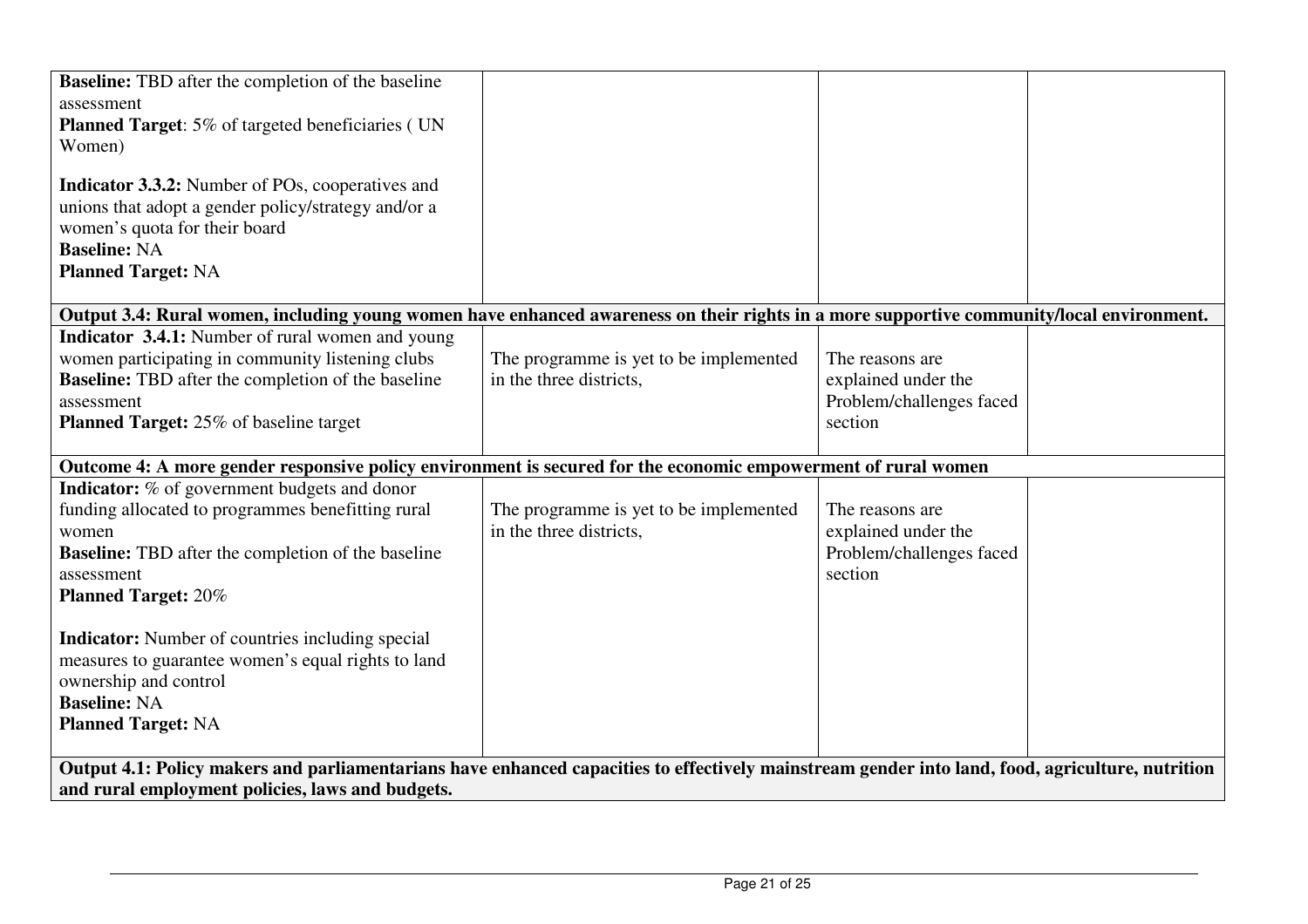| | | | |
|---|---|---|---|
| **Baseline:** TBD after the completion of the baseline assessment<br>**Planned Target**: 5% of targeted beneficiaries ( UN Women)<br><br>**Indicator 3.3.2:** Number of POs, cooperatives and unions that adopt a gender policy/strategy and/or a women's quota for their board<br>**Baseline:** NA<br>**Planned Target:** NA | | | |
| **Output 3.4: Rural women, including young women have enhanced awareness on their rights in a more supportive community/local environment.** | | | |
| **Indicator 3.4.1:** Number of rural women and young women participating in community listening clubs<br>**Baseline:** TBD after the completion of the baseline assessment<br>**Planned Target:** 25% of baseline target | The programme is yet to be implemented in the three districts, | The reasons are explained under the Problem/challenges faced section | |
| **Outcome 4: A more gender responsive policy environment is secured for the economic empowerment of rural women** | | | |
| **Indicator:** % of government budgets and donor funding allocated to programmes benefitting rural women<br>**Baseline:** TBD after the completion of the baseline assessment<br>**Planned Target:** 20%<br><br>**Indicator:** Number of countries including special measures to guarantee women's equal rights to land ownership and control<br>**Baseline:** NA<br>**Planned Target:** NA | The programme is yet to be implemented in the three districts, | The reasons are explained under the Problem/challenges faced section | |
| **Output 4.1: Policy makers and parliamentarians have enhanced capacities to effectively mainstream gender into land, food, agriculture, nutrition and rural employment policies, laws and budgets.** | | | |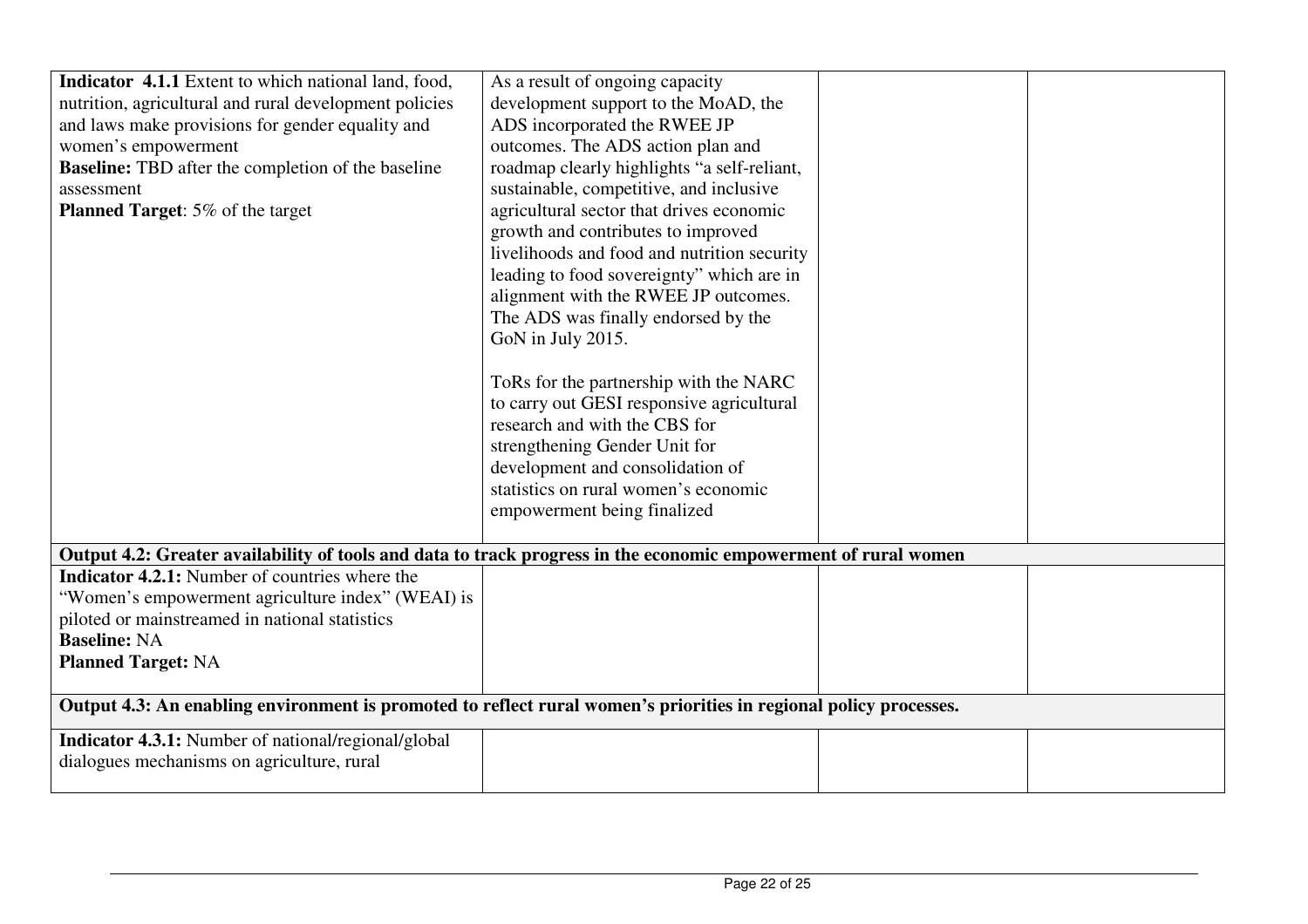| | | | |
|---|---|---|---|
| **Indicator 4.1.1** Extent to which national land, food, nutrition, agricultural and rural development policies and laws make provisions for gender equality and women's empowerment<br>**Baseline:** TBD after the completion of the baseline assessment<br>**Planned Target**: 5% of the target | As a result of ongoing capacity development support to the MoAD, the ADS incorporated the RWEE JP outcomes. The ADS action plan and roadmap clearly highlights "a self-reliant, sustainable, competitive, and inclusive agricultural sector that drives economic growth and contributes to improved livelihoods and food and nutrition security leading to food sovereignty" which are in alignment with the RWEE JP outcomes. The ADS was finally endorsed by the GoN in July 2015.<br><br>ToRs for the partnership with the NARC to carry out GESI responsive agricultural research and with the CBS for strengthening Gender Unit for development and consolidation of statistics on rural women's economic empowerment being finalized | | |
| **Output 4.2: Greater availability of tools and data to track progress in the economic empowerment of rural women** | | | |
| **Indicator 4.2.1:** Number of countries where the "Women's empowerment agriculture index" (WEAI) is piloted or mainstreamed in national statistics<br>**Baseline:** NA<br>**Planned Target:** NA | | | |
| **Output 4.3: An enabling environment is promoted to reflect rural women's priorities in regional policy processes.** | | | |
| **Indicator 4.3.1:** Number of national/regional/global dialogues mechanisms on agriculture, rural | | | |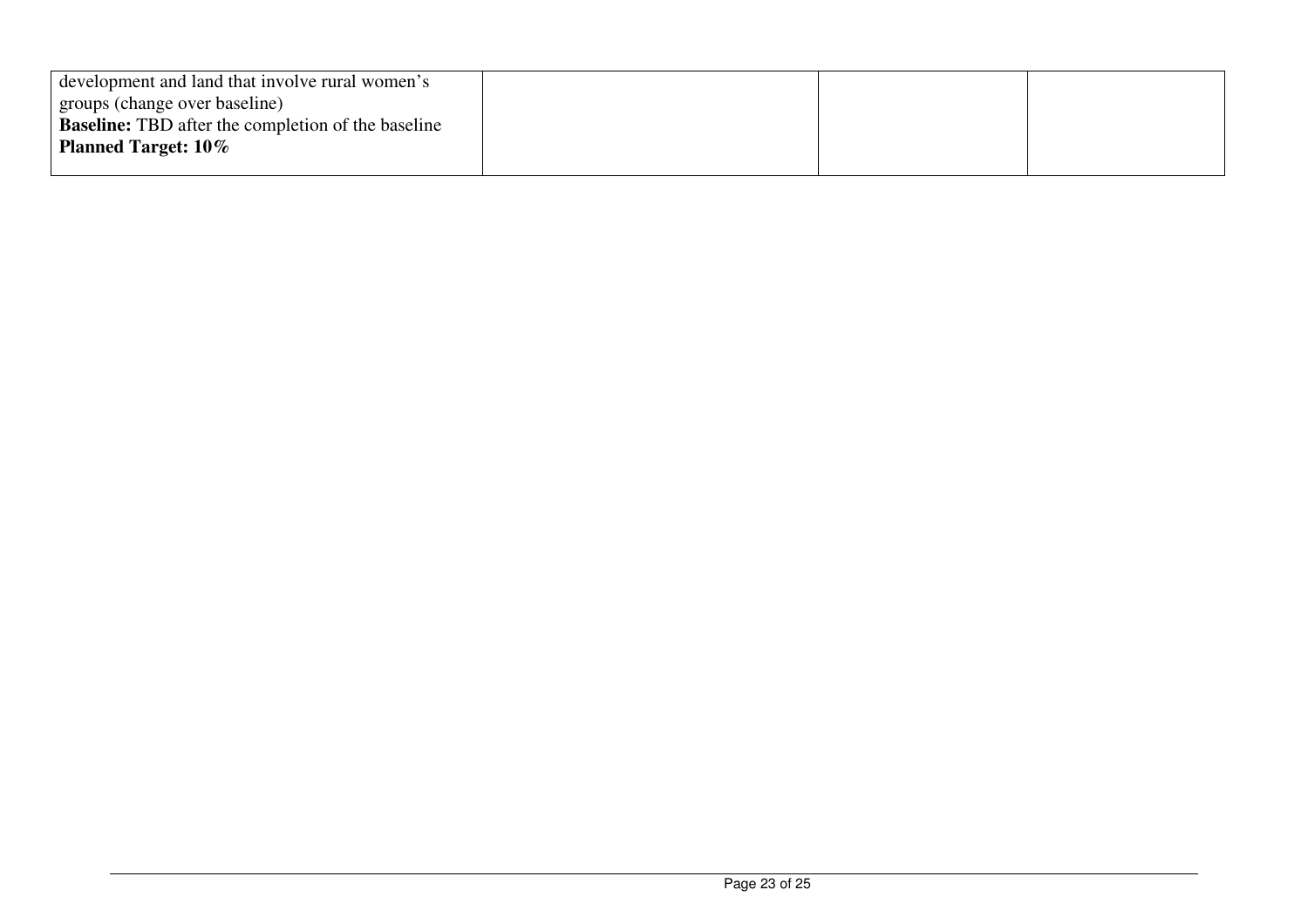| | | | |
|---|---|---|---|
| development and land that involve rural women's groups (change over baseline)<br>**Baseline:** TBD after the completion of the baseline<br>**Planned Target: 10%** | | | |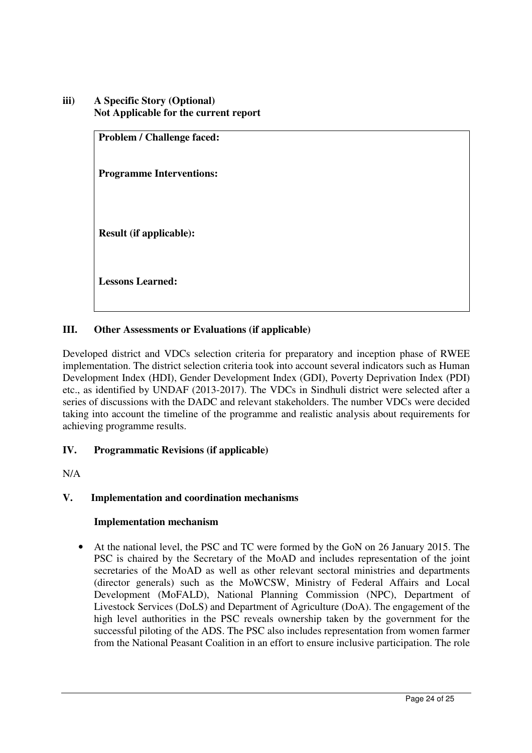**iii) A Specific Story (Optional)**
**Not Applicable for the current report**

| **Problem / Challenge faced:** |
|---|
| **Programme Interventions:** |
| **Result (if applicable):** |
| **Lessons Learned:** |

## III. Other Assessments or Evaluations (if applicable)

Developed district and VDCs selection criteria for preparatory and inception phase of RWEE implementation. The district selection criteria took into account several indicators such as Human Development Index (HDI), Gender Development Index (GDI), Poverty Deprivation Index (PDI) etc., as identified by UNDAF (2013-2017). The VDCs in Sindhuli district were selected after a series of discussions with the DADC and relevant stakeholders. The number VDCs were decided taking into account the timeline of the programme and realistic analysis about requirements for achieving programme results.

## IV. Programmatic Revisions (if applicable)

N/A

## V. Implementation and coordination mechanisms

### Implementation mechanism

- At the national level, the PSC and TC were formed by the GoN on 26 January 2015. The PSC is chaired by the Secretary of the MoAD and includes representation of the joint secretaries of the MoAD as well as other relevant sectoral ministries and departments (director generals) such as the MoWCSW, Ministry of Federal Affairs and Local Development (MoFALD), National Planning Commission (NPC), Department of Livestock Services (DoLS) and Department of Agriculture (DoA). The engagement of the high level authorities in the PSC reveals ownership taken by the government for the successful piloting of the ADS. The PSC also includes representation from women farmer from the National Peasant Coalition in an effort to ensure inclusive participation. The role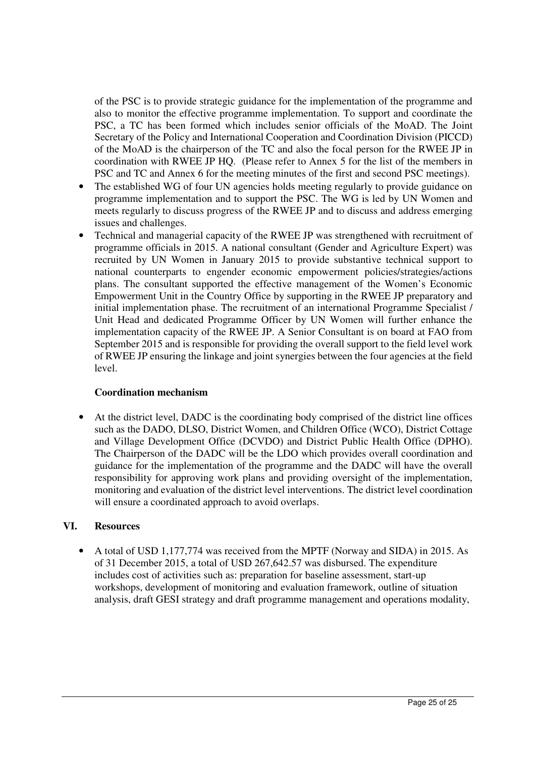of the PSC is to provide strategic guidance for the implementation of the programme and also to monitor the effective programme implementation. To support and coordinate the PSC, a TC has been formed which includes senior officials of the MoAD. The Joint Secretary of the Policy and International Cooperation and Coordination Division (PICCD) of the MoAD is the chairperson of the TC and also the focal person for the RWEE JP in coordination with RWEE JP HQ. (Please refer to Annex 5 for the list of the members in PSC and TC and Annex 6 for the meeting minutes of the first and second PSC meetings).

- The established WG of four UN agencies holds meeting regularly to provide guidance on programme implementation and to support the PSC. The WG is led by UN Women and meets regularly to discuss progress of the RWEE JP and to discuss and address emerging issues and challenges.
- Technical and managerial capacity of the RWEE JP was strengthened with recruitment of programme officials in 2015. A national consultant (Gender and Agriculture Expert) was recruited by UN Women in January 2015 to provide substantive technical support to national counterparts to engender economic empowerment policies/strategies/actions plans. The consultant supported the effective management of the Women's Economic Empowerment Unit in the Country Office by supporting in the RWEE JP preparatory and initial implementation phase. The recruitment of an international Programme Specialist / Unit Head and dedicated Programme Officer by UN Women will further enhance the implementation capacity of the RWEE JP. A Senior Consultant is on board at FAO from September 2015 and is responsible for providing the overall support to the field level work of RWEE JP ensuring the linkage and joint synergies between the four agencies at the field level.

**Coordination mechanism**

- At the district level, DADC is the coordinating body comprised of the district line offices such as the DADO, DLSO, District Women, and Children Office (WCO), District Cottage and Village Development Office (DCVDO) and District Public Health Office (DPHO). The Chairperson of the DADC will be the LDO which provides overall coordination and guidance for the implementation of the programme and the DADC will have the overall responsibility for approving work plans and providing oversight of the implementation, monitoring and evaluation of the district level interventions. The district level coordination will ensure a coordinated approach to avoid overlaps.

## VI. Resources

- A total of USD 1,177,774 was received from the MPTF (Norway and SIDA) in 2015. As of 31 December 2015, a total of USD 267,642.57 was disbursed. The expenditure includes cost of activities such as: preparation for baseline assessment, start-up workshops, development of monitoring and evaluation framework, outline of situation analysis, draft GESI strategy and draft programme management and operations modality,